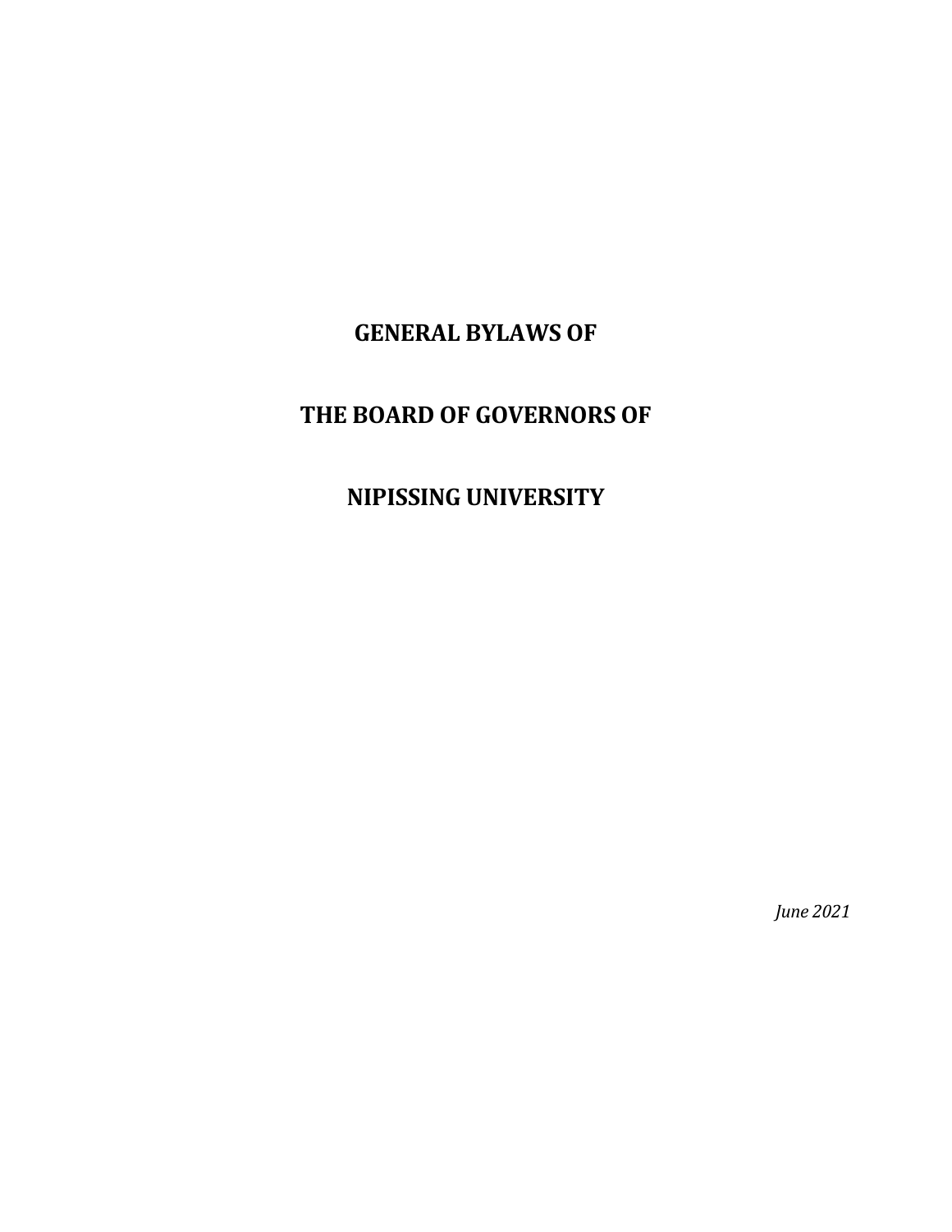# GENERAL BYLAWS OF

# THE BOARD OF GOVERNORS OF

# NIPISSING UNIVERSITY

*June 2021*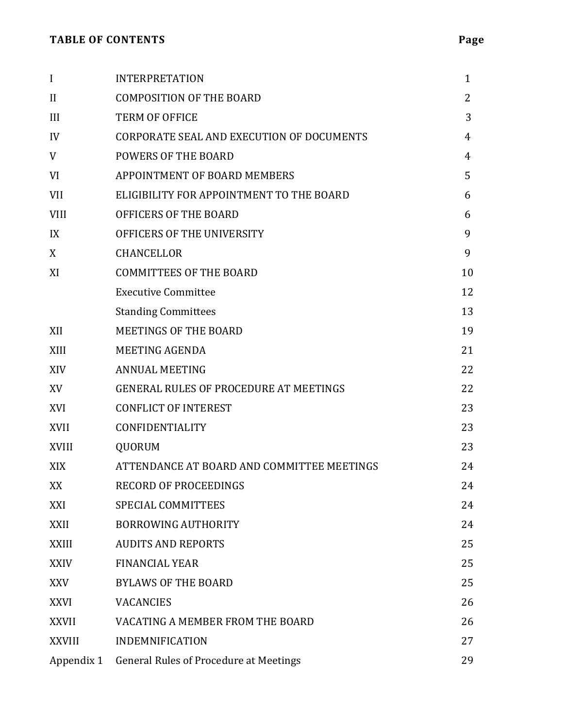## TABLE OF CONTENTS

| | | Page |
|---|---|---|
| I | INTERPRETATION | 1 |
| II | COMPOSITION OF THE BOARD | 2 |
| III | TERM OF OFFICE | 3 |
| IV | CORPORATE SEAL AND EXECUTION OF DOCUMENTS | 4 |
| V | POWERS OF THE BOARD | 4 |
| VI | APPOINTMENT OF BOARD MEMBERS | 5 |
| VII | ELIGIBILITY FOR APPOINTMENT TO THE BOARD | 6 |
| VIII | OFFICERS OF THE BOARD | 6 |
| IX | OFFICERS OF THE UNIVERSITY | 9 |
| X | CHANCELLOR | 9 |
| XI | COMMITTEES OF THE BOARD | 10 |
| | Executive Committee | 12 |
| | Standing Committees | 13 |
| XII | MEETINGS OF THE BOARD | 19 |
| XIII | MEETING AGENDA | 21 |
| XIV | ANNUAL MEETING | 22 |
| XV | GENERAL RULES OF PROCEDURE AT MEETINGS | 22 |
| XVI | CONFLICT OF INTEREST | 23 |
| XVII | CONFIDENTIALITY | 23 |
| XVIII | QUORUM | 23 |
| XIX | ATTENDANCE AT BOARD AND COMMITTEE MEETINGS | 24 |
| XX | RECORD OF PROCEEDINGS | 24 |
| XXI | SPECIAL COMMITTEES | 24 |
| XXII | BORROWING AUTHORITY | 24 |
| XXIII | AUDITS AND REPORTS | 25 |
| XXIV | FINANCIAL YEAR | 25 |
| XXV | BYLAWS OF THE BOARD | 25 |
| XXVI | VACANCIES | 26 |
| XXVII | VACATING A MEMBER FROM THE BOARD | 26 |
| XXVIII | INDEMNIFICATION | 27 |
| Appendix 1 | General Rules of Procedure at Meetings | 29 |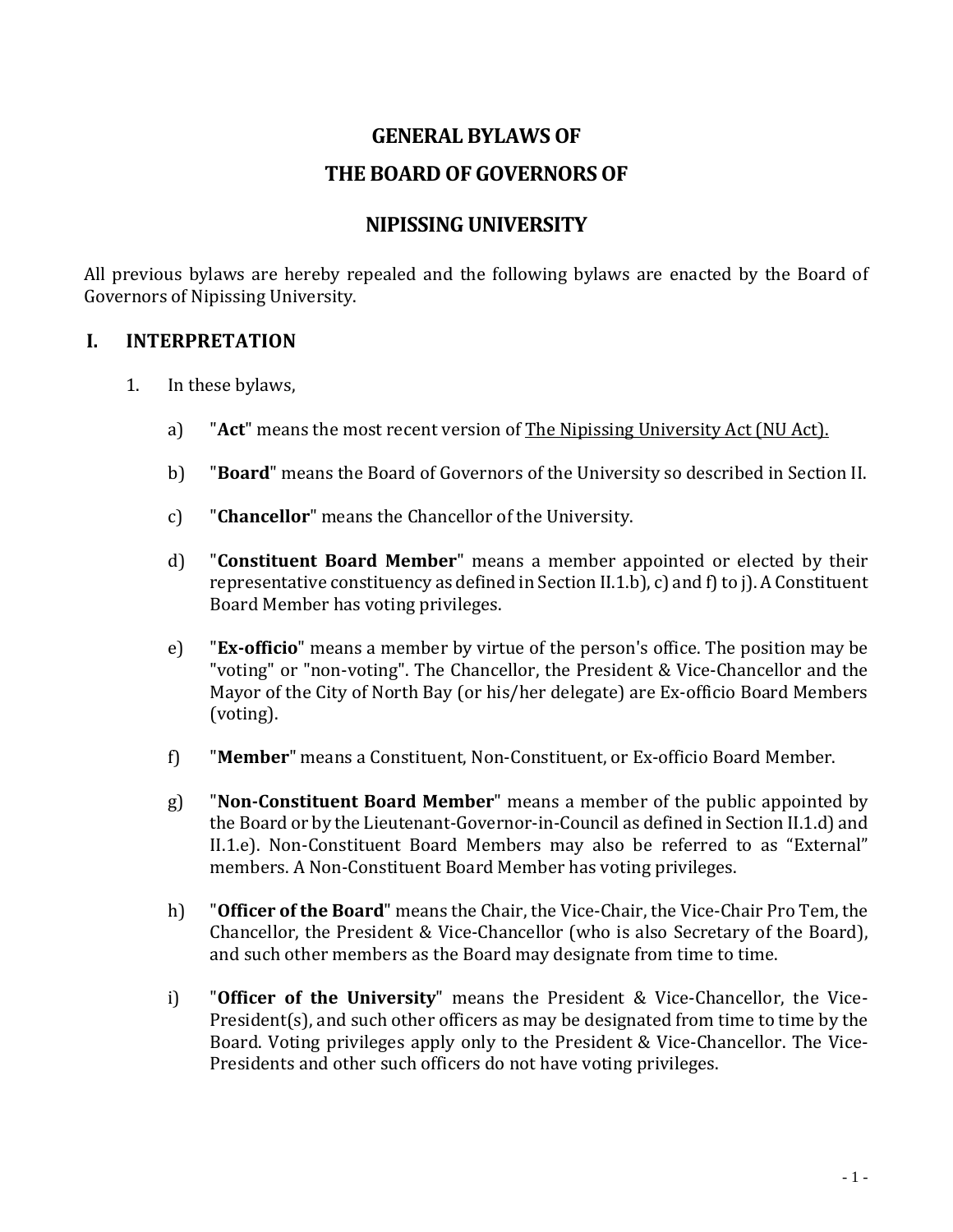# GENERAL BYLAWS OF
# THE BOARD OF GOVERNORS OF
# NIPISSING UNIVERSITY

All previous bylaws are hereby repealed and the following bylaws are enacted by the Board of Governors of Nipissing University.

## I. INTERPRETATION

1. In these bylaws,

   a) "**Act**" means the most recent version of The Nipissing University Act (NU Act).

   b) "**Board**" means the Board of Governors of the University so described in Section II.

   c) "**Chancellor**" means the Chancellor of the University.

   d) "**Constituent Board Member**" means a member appointed or elected by their representative constituency as defined in Section II.1.b), c) and f) to j). A Constituent Board Member has voting privileges.

   e) "**Ex-officio**" means a member by virtue of the person's office. The position may be "voting" or "non-voting". The Chancellor, the President & Vice-Chancellor and the Mayor of the City of North Bay (or his/her delegate) are Ex-officio Board Members (voting).

   f) "**Member**" means a Constituent, Non-Constituent, or Ex-officio Board Member.

   g) "**Non-Constituent Board Member**" means a member of the public appointed by the Board or by the Lieutenant-Governor-in-Council as defined in Section II.1.d) and II.1.e). Non-Constituent Board Members may also be referred to as "External" members. A Non-Constituent Board Member has voting privileges.

   h) "**Officer of the Board**" means the Chair, the Vice-Chair, the Vice-Chair Pro Tem, the Chancellor, the President & Vice-Chancellor (who is also Secretary of the Board), and such other members as the Board may designate from time to time.

   i) "**Officer of the University**" means the President & Vice-Chancellor, the Vice-President(s), and such other officers as may be designated from time to time by the Board. Voting privileges apply only to the President & Vice-Chancellor. The Vice-Presidents and other such officers do not have voting privileges.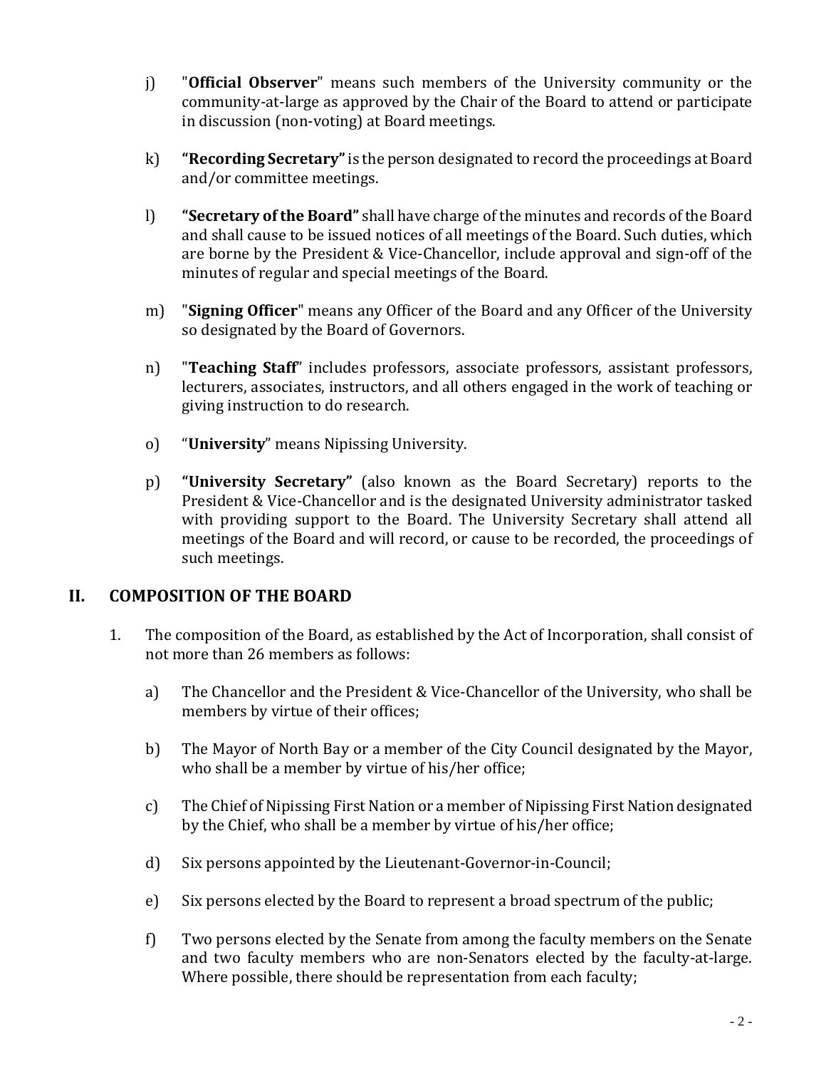j) "**Official Observer**" means such members of the University community or the community-at-large as approved by the Chair of the Board to attend or participate in discussion (non-voting) at Board meetings.

k) **"Recording Secretary"** is the person designated to record the proceedings at Board and/or committee meetings.

l) **"Secretary of the Board"** shall have charge of the minutes and records of the Board and shall cause to be issued notices of all meetings of the Board. Such duties, which are borne by the President & Vice-Chancellor, include approval and sign-off of the minutes of regular and special meetings of the Board.

m) "**Signing Officer**" means any Officer of the Board and any Officer of the University so designated by the Board of Governors.

n) "**Teaching Staff**" includes professors, associate professors, assistant professors, lecturers, associates, instructors, and all others engaged in the work of teaching or giving instruction to do research.

o) "**University**" means Nipissing University.

p) **"University Secretary"** (also known as the Board Secretary) reports to the President & Vice-Chancellor and is the designated University administrator tasked with providing support to the Board. The University Secretary shall attend all meetings of the Board and will record, or cause to be recorded, the proceedings of such meetings.

## II. COMPOSITION OF THE BOARD

1. The composition of the Board, as established by the Act of Incorporation, shall consist of not more than 26 members as follows:

   a) The Chancellor and the President & Vice-Chancellor of the University, who shall be members by virtue of their offices;

   b) The Mayor of North Bay or a member of the City Council designated by the Mayor, who shall be a member by virtue of his/her office;

   c) The Chief of Nipissing First Nation or a member of Nipissing First Nation designated by the Chief, who shall be a member by virtue of his/her office;

   d) Six persons appointed by the Lieutenant-Governor-in-Council;

   e) Six persons elected by the Board to represent a broad spectrum of the public;

   f) Two persons elected by the Senate from among the faculty members on the Senate and two faculty members who are non-Senators elected by the faculty-at-large. Where possible, there should be representation from each faculty;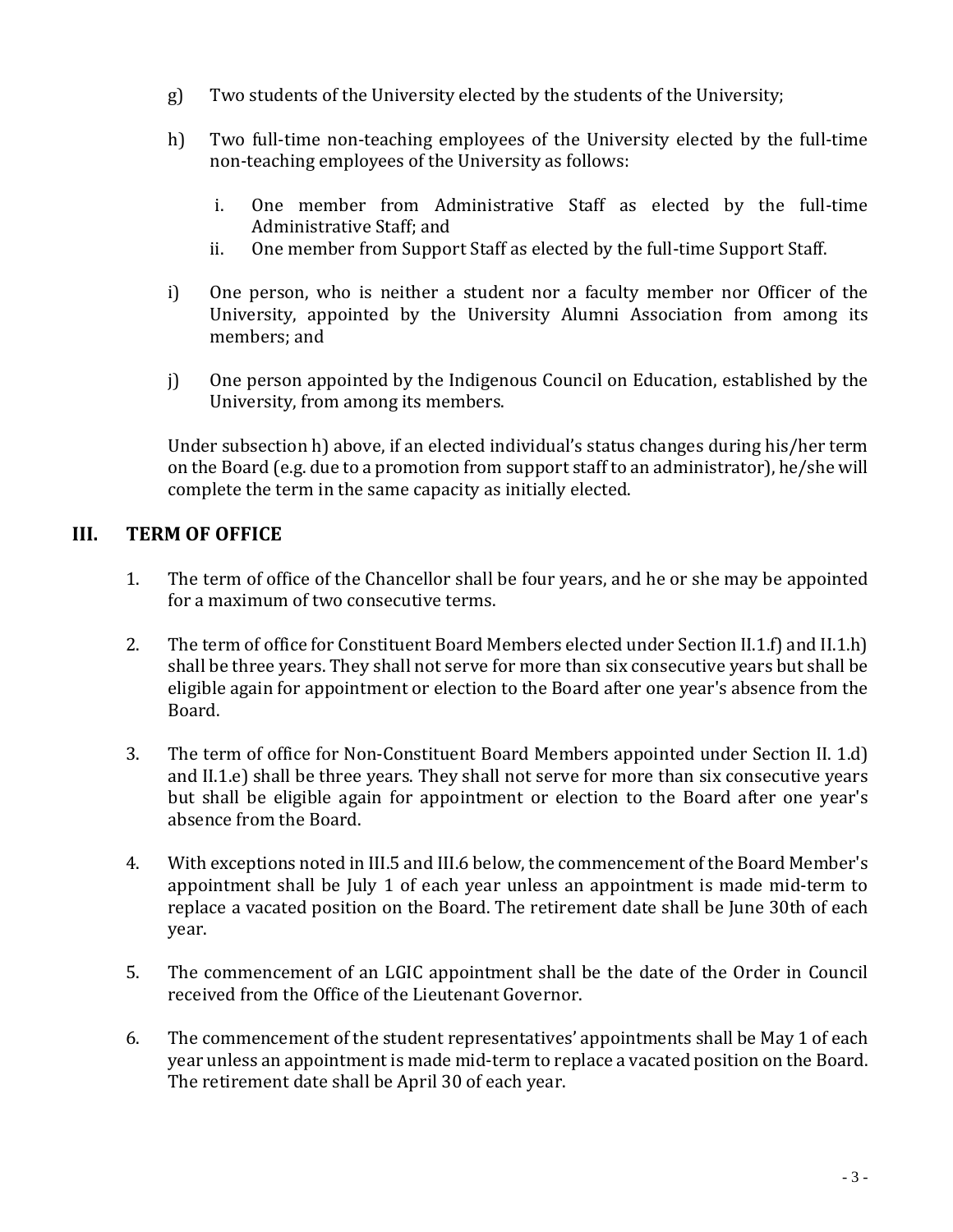g) Two students of the University elected by the students of the University;

h) Two full-time non-teaching employees of the University elected by the full-time non-teaching employees of the University as follows:

   i. One member from Administrative Staff as elected by the full-time Administrative Staff; and
   ii. One member from Support Staff as elected by the full-time Support Staff.

i) One person, who is neither a student nor a faculty member nor Officer of the University, appointed by the University Alumni Association from among its members; and

j) One person appointed by the Indigenous Council on Education, established by the University, from among its members.

Under subsection h) above, if an elected individual's status changes during his/her term on the Board (e.g. due to a promotion from support staff to an administrator), he/she will complete the term in the same capacity as initially elected.

## III. TERM OF OFFICE

1. The term of office of the Chancellor shall be four years, and he or she may be appointed for a maximum of two consecutive terms.

2. The term of office for Constituent Board Members elected under Section II.1.f) and II.1.h) shall be three years. They shall not serve for more than six consecutive years but shall be eligible again for appointment or election to the Board after one year's absence from the Board.

3. The term of office for Non-Constituent Board Members appointed under Section II. 1.d) and II.1.e) shall be three years. They shall not serve for more than six consecutive years but shall be eligible again for appointment or election to the Board after one year's absence from the Board.

4. With exceptions noted in III.5 and III.6 below, the commencement of the Board Member's appointment shall be July 1 of each year unless an appointment is made mid-term to replace a vacated position on the Board. The retirement date shall be June 30th of each year.

5. The commencement of an LGIC appointment shall be the date of the Order in Council received from the Office of the Lieutenant Governor.

6. The commencement of the student representatives' appointments shall be May 1 of each year unless an appointment is made mid-term to replace a vacated position on the Board. The retirement date shall be April 30 of each year.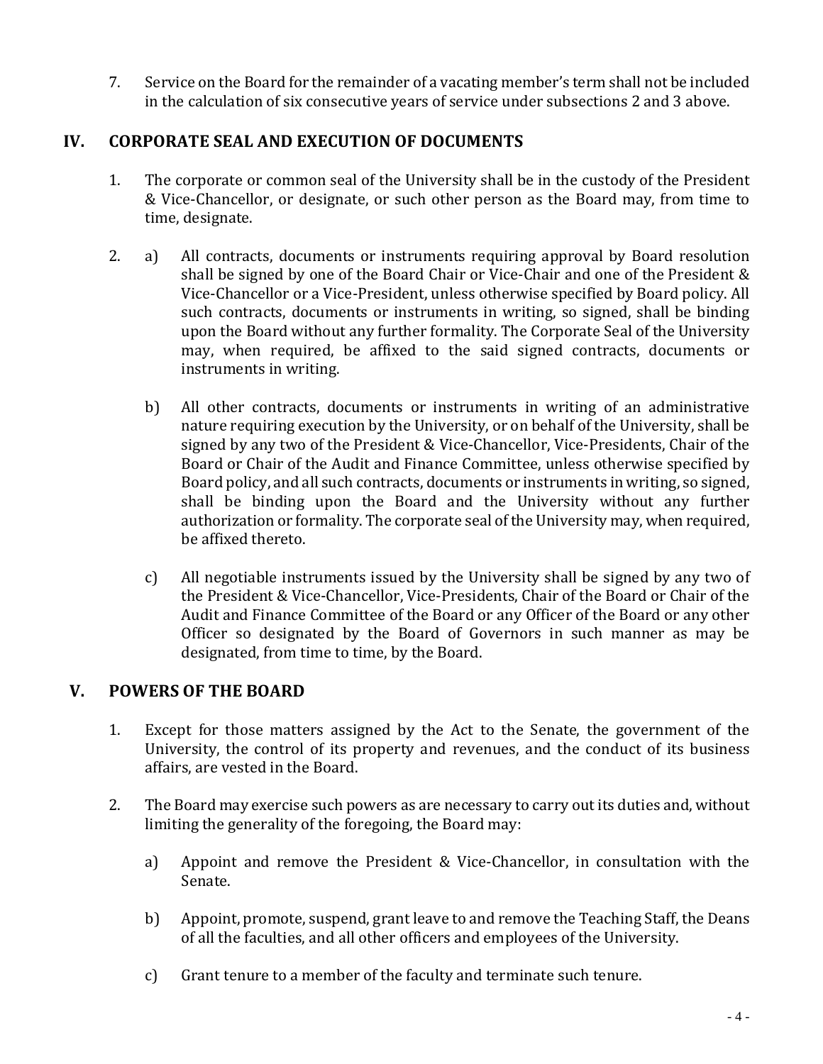7. Service on the Board for the remainder of a vacating member's term shall not be included in the calculation of six consecutive years of service under subsections 2 and 3 above.

## IV. CORPORATE SEAL AND EXECUTION OF DOCUMENTS

1. The corporate or common seal of the University shall be in the custody of the President & Vice-Chancellor, or designate, or such other person as the Board may, from time to time, designate.

2. a) All contracts, documents or instruments requiring approval by Board resolution shall be signed by one of the Board Chair or Vice-Chair and one of the President & Vice-Chancellor or a Vice-President, unless otherwise specified by Board policy. All such contracts, documents or instruments in writing, so signed, shall be binding upon the Board without any further formality. The Corporate Seal of the University may, when required, be affixed to the said signed contracts, documents or instruments in writing.

   b) All other contracts, documents or instruments in writing of an administrative nature requiring execution by the University, or on behalf of the University, shall be signed by any two of the President & Vice-Chancellor, Vice-Presidents, Chair of the Board or Chair of the Audit and Finance Committee, unless otherwise specified by Board policy, and all such contracts, documents or instruments in writing, so signed, shall be binding upon the Board and the University without any further authorization or formality. The corporate seal of the University may, when required, be affixed thereto.

   c) All negotiable instruments issued by the University shall be signed by any two of the President & Vice-Chancellor, Vice-Presidents, Chair of the Board or Chair of the Audit and Finance Committee of the Board or any Officer of the Board or any other Officer so designated by the Board of Governors in such manner as may be designated, from time to time, by the Board.

## V. POWERS OF THE BOARD

1. Except for those matters assigned by the Act to the Senate, the government of the University, the control of its property and revenues, and the conduct of its business affairs, are vested in the Board.

2. The Board may exercise such powers as are necessary to carry out its duties and, without limiting the generality of the foregoing, the Board may:

   a) Appoint and remove the President & Vice-Chancellor, in consultation with the Senate.

   b) Appoint, promote, suspend, grant leave to and remove the Teaching Staff, the Deans of all the faculties, and all other officers and employees of the University.

   c) Grant tenure to a member of the faculty and terminate such tenure.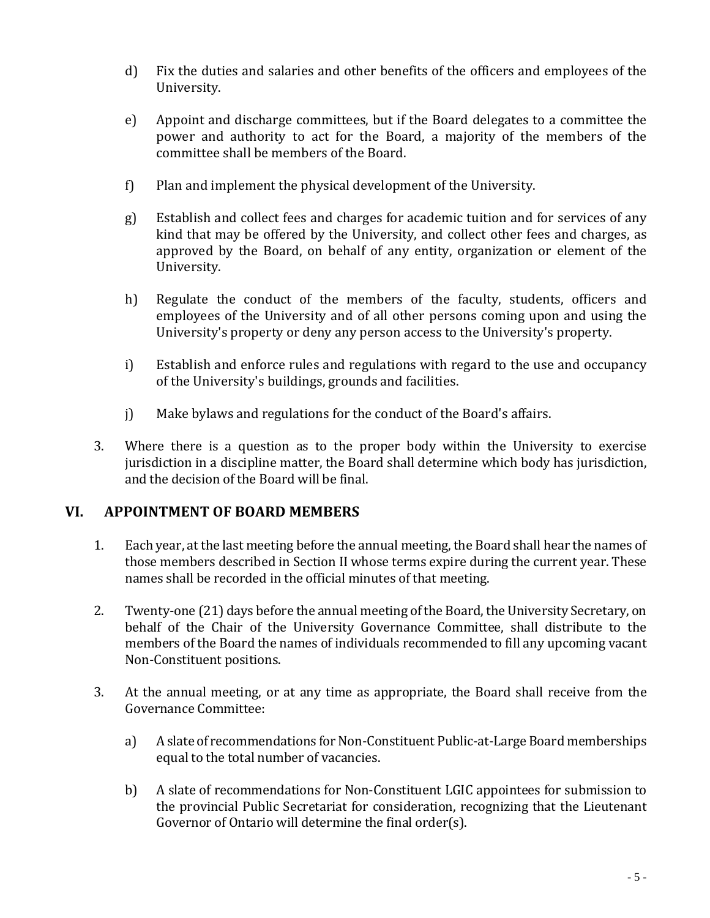d) Fix the duties and salaries and other benefits of the officers and employees of the University.

e) Appoint and discharge committees, but if the Board delegates to a committee the power and authority to act for the Board, a majority of the members of the committee shall be members of the Board.

f) Plan and implement the physical development of the University.

g) Establish and collect fees and charges for academic tuition and for services of any kind that may be offered by the University, and collect other fees and charges, as approved by the Board, on behalf of any entity, organization or element of the University.

h) Regulate the conduct of the members of the faculty, students, officers and employees of the University and of all other persons coming upon and using the University's property or deny any person access to the University's property.

i) Establish and enforce rules and regulations with regard to the use and occupancy of the University's buildings, grounds and facilities.

j) Make bylaws and regulations for the conduct of the Board's affairs.

3. Where there is a question as to the proper body within the University to exercise jurisdiction in a discipline matter, the Board shall determine which body has jurisdiction, and the decision of the Board will be final.

## VI. APPOINTMENT OF BOARD MEMBERS

1. Each year, at the last meeting before the annual meeting, the Board shall hear the names of those members described in Section II whose terms expire during the current year. These names shall be recorded in the official minutes of that meeting.

2. Twenty-one (21) days before the annual meeting of the Board, the University Secretary, on behalf of the Chair of the University Governance Committee, shall distribute to the members of the Board the names of individuals recommended to fill any upcoming vacant Non-Constituent positions.

3. At the annual meeting, or at any time as appropriate, the Board shall receive from the Governance Committee:

   a) A slate of recommendations for Non-Constituent Public-at-Large Board memberships equal to the total number of vacancies.

   b) A slate of recommendations for Non-Constituent LGIC appointees for submission to the provincial Public Secretariat for consideration, recognizing that the Lieutenant Governor of Ontario will determine the final order(s).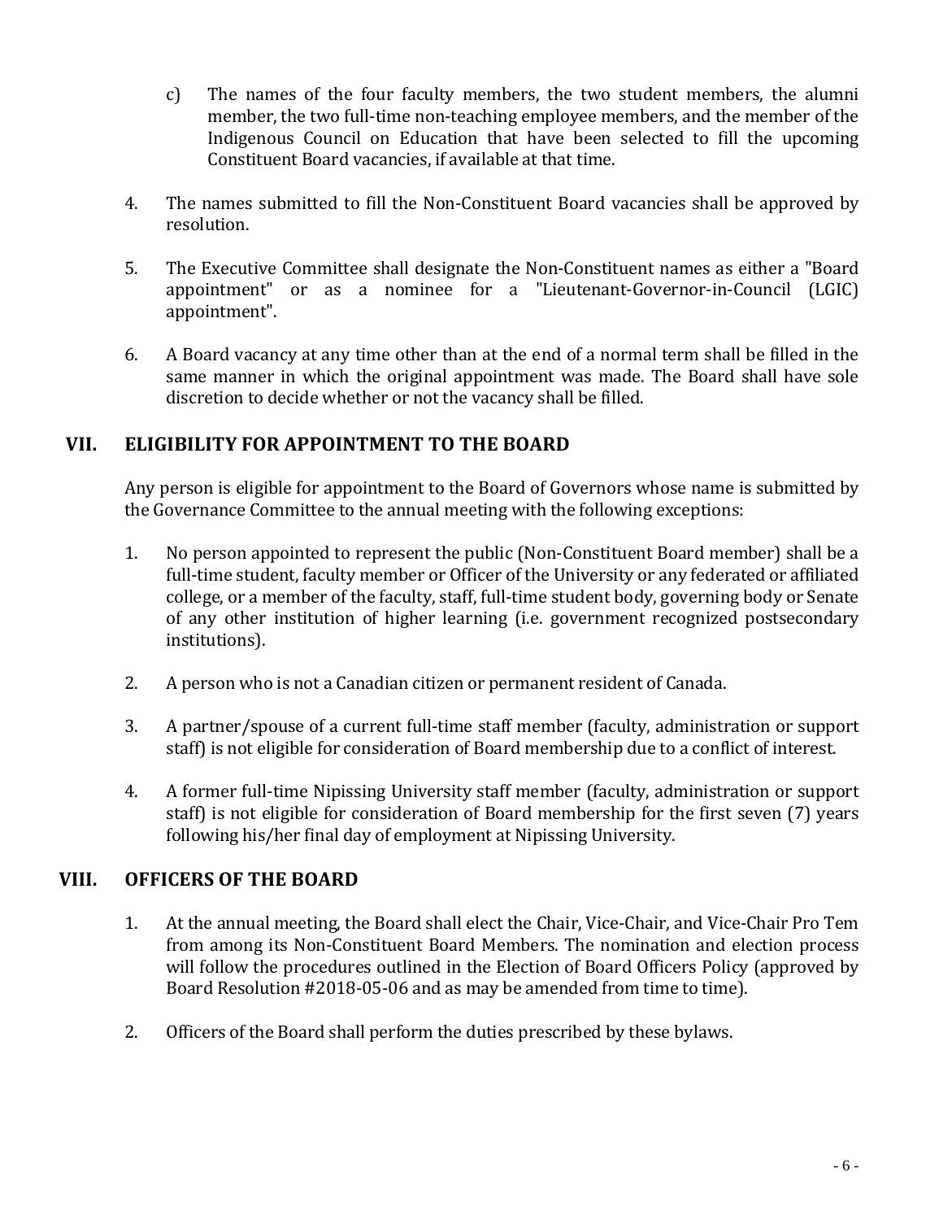c) The names of the four faculty members, the two student members, the alumni member, the two full-time non-teaching employee members, and the member of the Indigenous Council on Education that have been selected to fill the upcoming Constituent Board vacancies, if available at that time.

4. The names submitted to fill the Non-Constituent Board vacancies shall be approved by resolution.

5. The Executive Committee shall designate the Non-Constituent names as either a "Board appointment" or as a nominee for a "Lieutenant-Governor-in-Council (LGIC) appointment".

6. A Board vacancy at any time other than at the end of a normal term shall be filled in the same manner in which the original appointment was made. The Board shall have sole discretion to decide whether or not the vacancy shall be filled.

## VII. ELIGIBILITY FOR APPOINTMENT TO THE BOARD

Any person is eligible for appointment to the Board of Governors whose name is submitted by the Governance Committee to the annual meeting with the following exceptions:

1. No person appointed to represent the public (Non-Constituent Board member) shall be a full-time student, faculty member or Officer of the University or any federated or affiliated college, or a member of the faculty, staff, full-time student body, governing body or Senate of any other institution of higher learning (i.e. government recognized postsecondary institutions).

2. A person who is not a Canadian citizen or permanent resident of Canada.

3. A partner/spouse of a current full-time staff member (faculty, administration or support staff) is not eligible for consideration of Board membership due to a conflict of interest.

4. A former full-time Nipissing University staff member (faculty, administration or support staff) is not eligible for consideration of Board membership for the first seven (7) years following his/her final day of employment at Nipissing University.

## VIII. OFFICERS OF THE BOARD

1. At the annual meeting, the Board shall elect the Chair, Vice-Chair, and Vice-Chair Pro Tem from among its Non-Constituent Board Members. The nomination and election process will follow the procedures outlined in the Election of Board Officers Policy (approved by Board Resolution #2018-05-06 and as may be amended from time to time).

2. Officers of the Board shall perform the duties prescribed by these bylaws.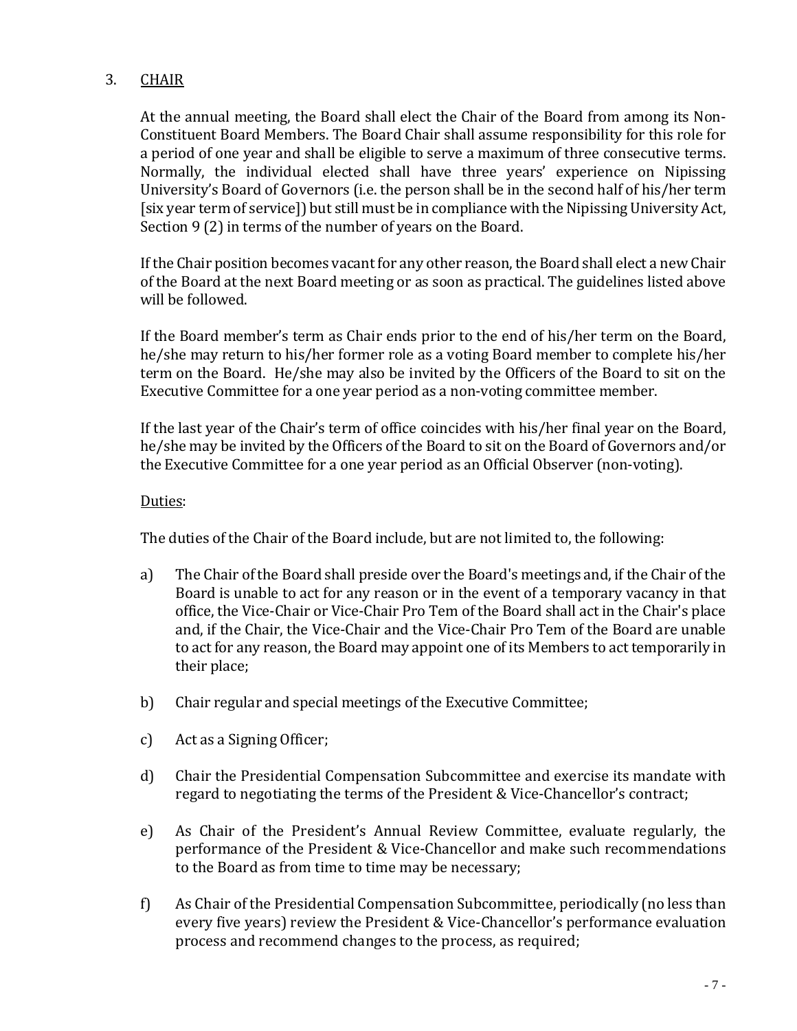## 3. CHAIR

At the annual meeting, the Board shall elect the Chair of the Board from among its Non-Constituent Board Members. The Board Chair shall assume responsibility for this role for a period of one year and shall be eligible to serve a maximum of three consecutive terms. Normally, the individual elected shall have three years' experience on Nipissing University's Board of Governors (i.e. the person shall be in the second half of his/her term [six year term of service]) but still must be in compliance with the Nipissing University Act, Section 9 (2) in terms of the number of years on the Board.

If the Chair position becomes vacant for any other reason, the Board shall elect a new Chair of the Board at the next Board meeting or as soon as practical. The guidelines listed above will be followed.

If the Board member's term as Chair ends prior to the end of his/her term on the Board, he/she may return to his/her former role as a voting Board member to complete his/her term on the Board. He/she may also be invited by the Officers of the Board to sit on the Executive Committee for a one year period as a non-voting committee member.

If the last year of the Chair's term of office coincides with his/her final year on the Board, he/she may be invited by the Officers of the Board to sit on the Board of Governors and/or the Executive Committee for a one year period as an Official Observer (non-voting).

Duties:

The duties of the Chair of the Board include, but are not limited to, the following:

a) The Chair of the Board shall preside over the Board's meetings and, if the Chair of the Board is unable to act for any reason or in the event of a temporary vacancy in that office, the Vice-Chair or Vice-Chair Pro Tem of the Board shall act in the Chair's place and, if the Chair, the Vice-Chair and the Vice-Chair Pro Tem of the Board are unable to act for any reason, the Board may appoint one of its Members to act temporarily in their place;

b) Chair regular and special meetings of the Executive Committee;

c) Act as a Signing Officer;

d) Chair the Presidential Compensation Subcommittee and exercise its mandate with regard to negotiating the terms of the President & Vice-Chancellor's contract;

e) As Chair of the President's Annual Review Committee, evaluate regularly, the performance of the President & Vice-Chancellor and make such recommendations to the Board as from time to time may be necessary;

f) As Chair of the Presidential Compensation Subcommittee, periodically (no less than every five years) review the President & Vice-Chancellor's performance evaluation process and recommend changes to the process, as required;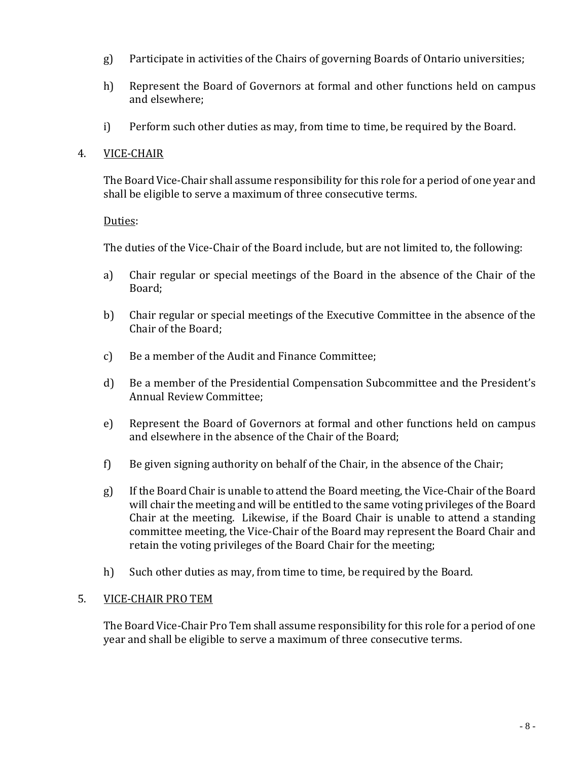g) Participate in activities of the Chairs of governing Boards of Ontario universities;

h) Represent the Board of Governors at formal and other functions held on campus and elsewhere;

i) Perform such other duties as may, from time to time, be required by the Board.

4. <u>VICE-CHAIR</u>

The Board Vice-Chair shall assume responsibility for this role for a period of one year and shall be eligible to serve a maximum of three consecutive terms.

<u>Duties</u>:

The duties of the Vice-Chair of the Board include, but are not limited to, the following:

a) Chair regular or special meetings of the Board in the absence of the Chair of the Board;

b) Chair regular or special meetings of the Executive Committee in the absence of the Chair of the Board;

c) Be a member of the Audit and Finance Committee;

d) Be a member of the Presidential Compensation Subcommittee and the President's Annual Review Committee;

e) Represent the Board of Governors at formal and other functions held on campus and elsewhere in the absence of the Chair of the Board;

f) Be given signing authority on behalf of the Chair, in the absence of the Chair;

g) If the Board Chair is unable to attend the Board meeting, the Vice-Chair of the Board will chair the meeting and will be entitled to the same voting privileges of the Board Chair at the meeting. Likewise, if the Board Chair is unable to attend a standing committee meeting, the Vice-Chair of the Board may represent the Board Chair and retain the voting privileges of the Board Chair for the meeting;

h) Such other duties as may, from time to time, be required by the Board.

5. <u>VICE-CHAIR PRO TEM</u>

The Board Vice-Chair Pro Tem shall assume responsibility for this role for a period of one year and shall be eligible to serve a maximum of three consecutive terms.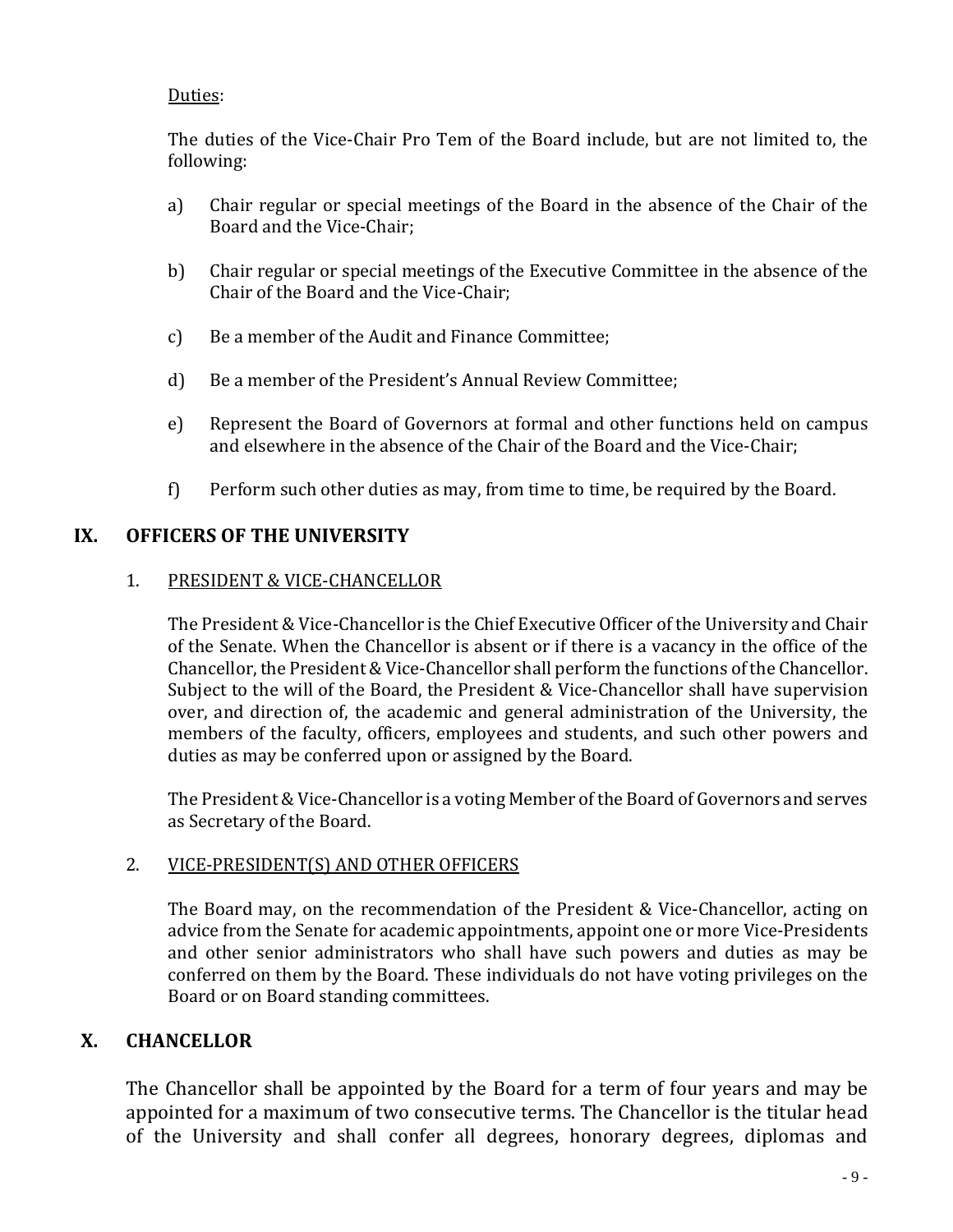Duties:

The duties of the Vice-Chair Pro Tem of the Board include, but are not limited to, the following:

a) Chair regular or special meetings of the Board in the absence of the Chair of the Board and the Vice-Chair;

b) Chair regular or special meetings of the Executive Committee in the absence of the Chair of the Board and the Vice-Chair;

c) Be a member of the Audit and Finance Committee;

d) Be a member of the President's Annual Review Committee;

e) Represent the Board of Governors at formal and other functions held on campus and elsewhere in the absence of the Chair of the Board and the Vice-Chair;

f) Perform such other duties as may, from time to time, be required by the Board.

## IX. OFFICERS OF THE UNIVERSITY

### 1. PRESIDENT & VICE-CHANCELLOR

The President & Vice-Chancellor is the Chief Executive Officer of the University and Chair of the Senate. When the Chancellor is absent or if there is a vacancy in the office of the Chancellor, the President & Vice-Chancellor shall perform the functions of the Chancellor. Subject to the will of the Board, the President & Vice-Chancellor shall have supervision over, and direction of, the academic and general administration of the University, the members of the faculty, officers, employees and students, and such other powers and duties as may be conferred upon or assigned by the Board.

The President & Vice-Chancellor is a voting Member of the Board of Governors and serves as Secretary of the Board.

### 2. VICE-PRESIDENT(S) AND OTHER OFFICERS

The Board may, on the recommendation of the President & Vice-Chancellor, acting on advice from the Senate for academic appointments, appoint one or more Vice-Presidents and other senior administrators who shall have such powers and duties as may be conferred on them by the Board. These individuals do not have voting privileges on the Board or on Board standing committees.

## X. CHANCELLOR

The Chancellor shall be appointed by the Board for a term of four years and may be appointed for a maximum of two consecutive terms. The Chancellor is the titular head of the University and shall confer all degrees, honorary degrees, diplomas and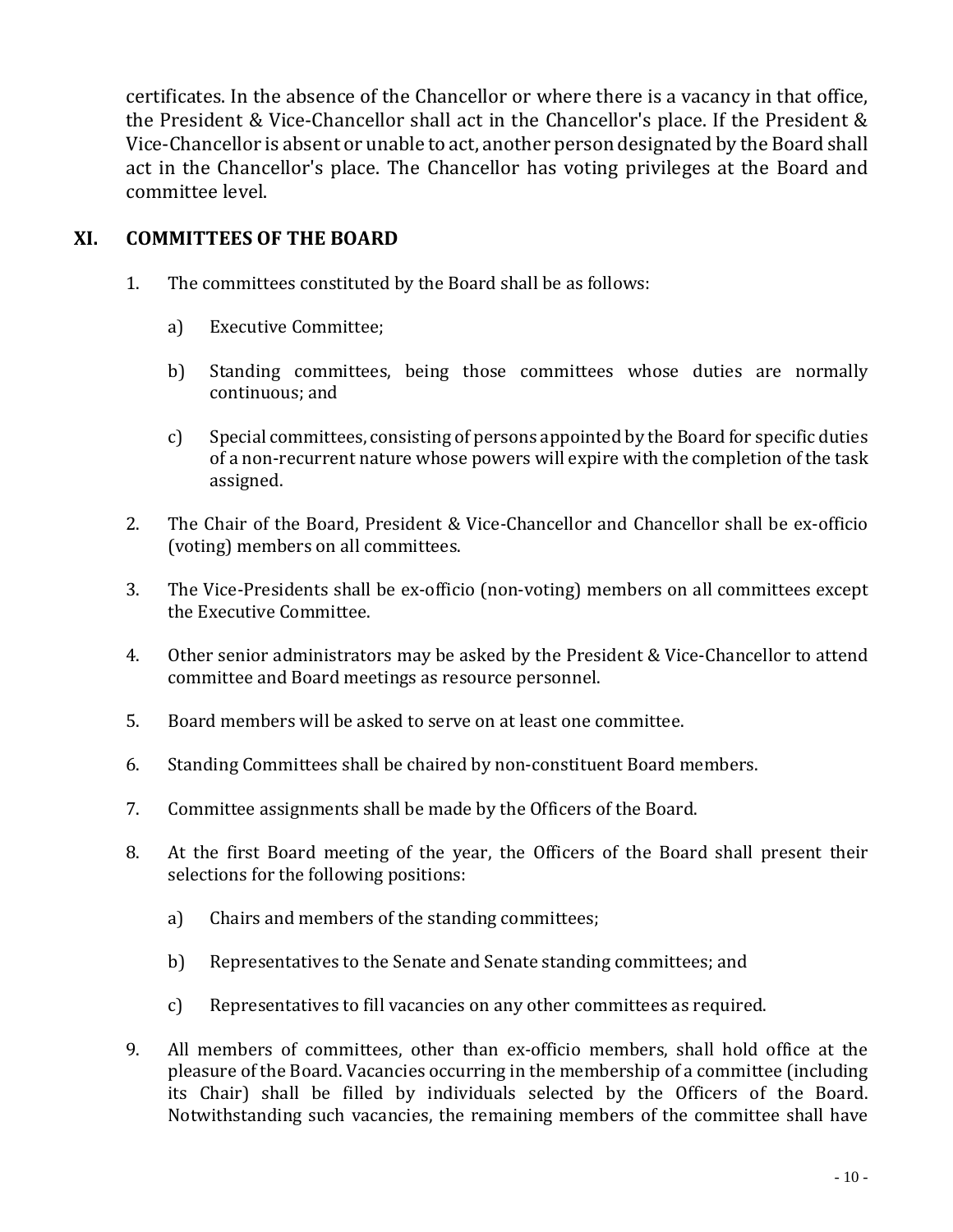certificates. In the absence of the Chancellor or where there is a vacancy in that office, the President & Vice-Chancellor shall act in the Chancellor's place. If the President & Vice-Chancellor is absent or unable to act, another person designated by the Board shall act in the Chancellor's place. The Chancellor has voting privileges at the Board and committee level.

## XI. COMMITTEES OF THE BOARD

1. The committees constituted by the Board shall be as follows:

   a) Executive Committee;

   b) Standing committees, being those committees whose duties are normally continuous; and

   c) Special committees, consisting of persons appointed by the Board for specific duties of a non-recurrent nature whose powers will expire with the completion of the task assigned.

2. The Chair of the Board, President & Vice-Chancellor and Chancellor shall be ex-officio (voting) members on all committees.

3. The Vice-Presidents shall be ex-officio (non-voting) members on all committees except the Executive Committee.

4. Other senior administrators may be asked by the President & Vice-Chancellor to attend committee and Board meetings as resource personnel.

5. Board members will be asked to serve on at least one committee.

6. Standing Committees shall be chaired by non-constituent Board members.

7. Committee assignments shall be made by the Officers of the Board.

8. At the first Board meeting of the year, the Officers of the Board shall present their selections for the following positions:

   a) Chairs and members of the standing committees;

   b) Representatives to the Senate and Senate standing committees; and

   c) Representatives to fill vacancies on any other committees as required.

9. All members of committees, other than ex-officio members, shall hold office at the pleasure of the Board. Vacancies occurring in the membership of a committee (including its Chair) shall be filled by individuals selected by the Officers of the Board. Notwithstanding such vacancies, the remaining members of the committee shall have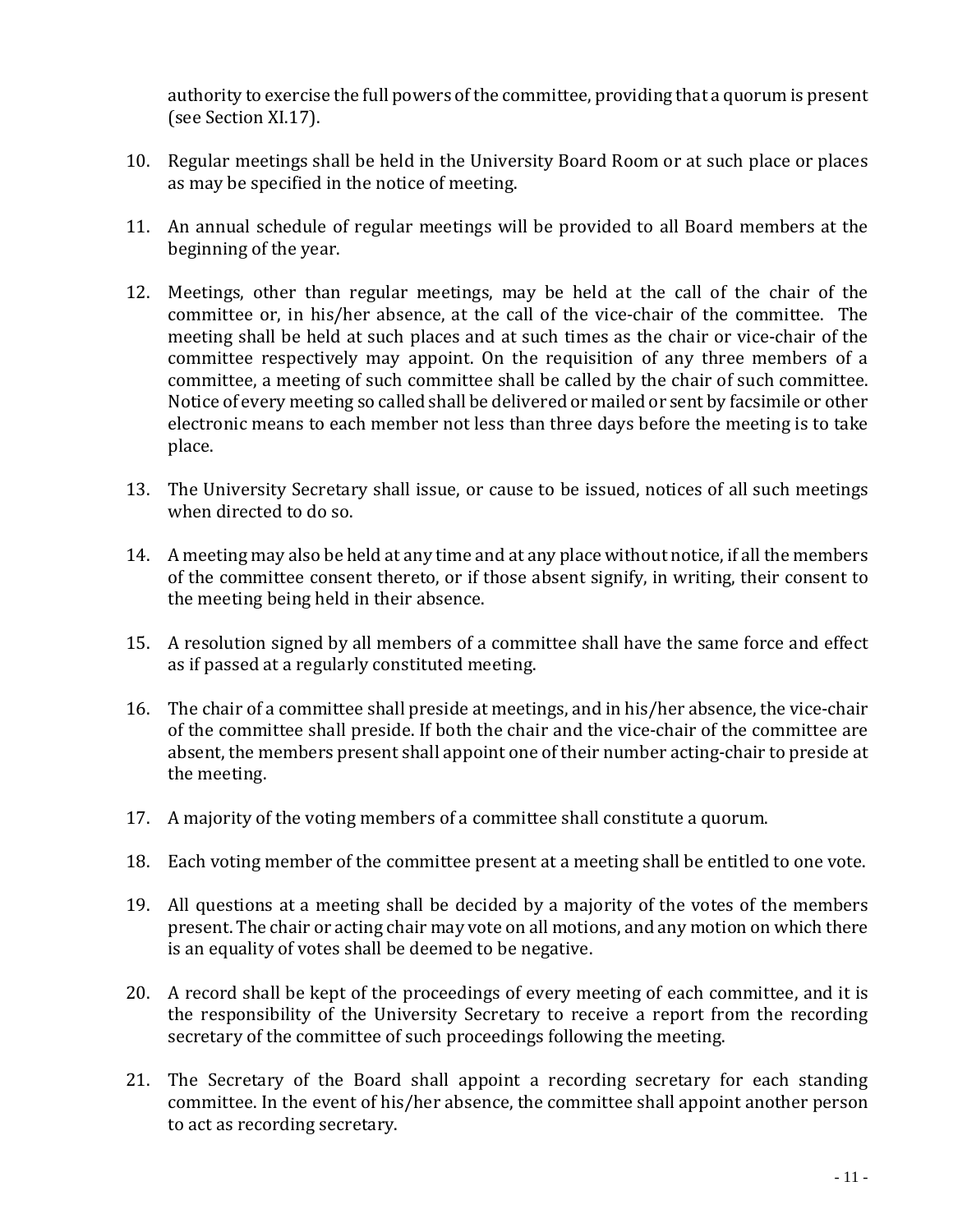authority to exercise the full powers of the committee, providing that a quorum is present (see Section XI.17).

10. Regular meetings shall be held in the University Board Room or at such place or places as may be specified in the notice of meeting.

11. An annual schedule of regular meetings will be provided to all Board members at the beginning of the year.

12. Meetings, other than regular meetings, may be held at the call of the chair of the committee or, in his/her absence, at the call of the vice-chair of the committee. The meeting shall be held at such places and at such times as the chair or vice-chair of the committee respectively may appoint. On the requisition of any three members of a committee, a meeting of such committee shall be called by the chair of such committee. Notice of every meeting so called shall be delivered or mailed or sent by facsimile or other electronic means to each member not less than three days before the meeting is to take place.

13. The University Secretary shall issue, or cause to be issued, notices of all such meetings when directed to do so.

14. A meeting may also be held at any time and at any place without notice, if all the members of the committee consent thereto, or if those absent signify, in writing, their consent to the meeting being held in their absence.

15. A resolution signed by all members of a committee shall have the same force and effect as if passed at a regularly constituted meeting.

16. The chair of a committee shall preside at meetings, and in his/her absence, the vice-chair of the committee shall preside. If both the chair and the vice-chair of the committee are absent, the members present shall appoint one of their number acting-chair to preside at the meeting.

17. A majority of the voting members of a committee shall constitute a quorum.

18. Each voting member of the committee present at a meeting shall be entitled to one vote.

19. All questions at a meeting shall be decided by a majority of the votes of the members present. The chair or acting chair may vote on all motions, and any motion on which there is an equality of votes shall be deemed to be negative.

20. A record shall be kept of the proceedings of every meeting of each committee, and it is the responsibility of the University Secretary to receive a report from the recording secretary of the committee of such proceedings following the meeting.

21. The Secretary of the Board shall appoint a recording secretary for each standing committee. In the event of his/her absence, the committee shall appoint another person to act as recording secretary.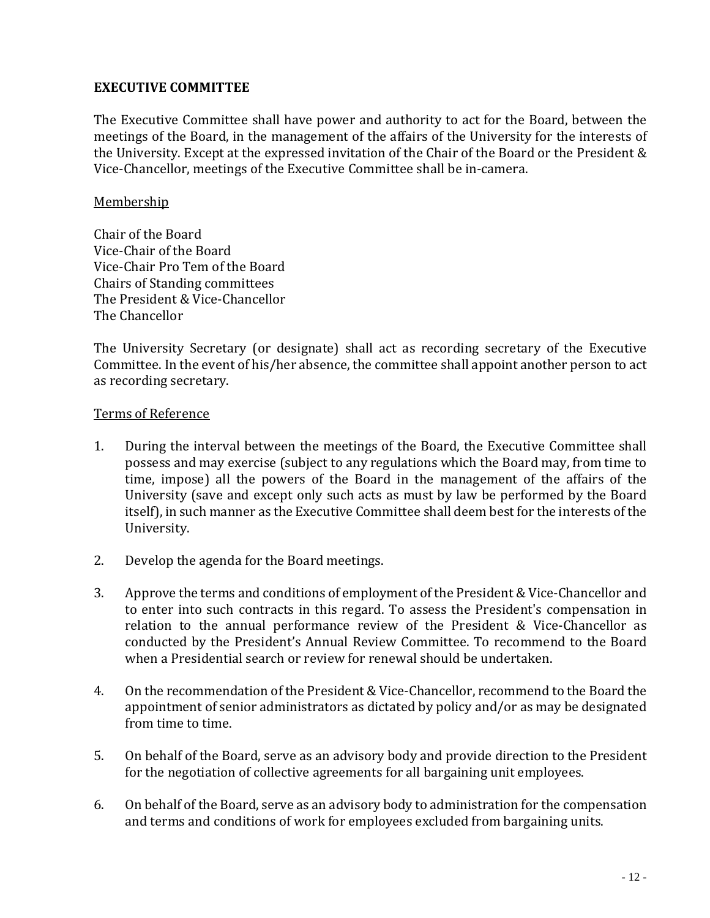## EXECUTIVE COMMITTEE

The Executive Committee shall have power and authority to act for the Board, between the meetings of the Board, in the management of the affairs of the University for the interests of the University. Except at the expressed invitation of the Chair of the Board or the President & Vice-Chancellor, meetings of the Executive Committee shall be in-camera.

### Membership

Chair of the Board
Vice-Chair of the Board
Vice-Chair Pro Tem of the Board
Chairs of Standing committees
The President & Vice-Chancellor
The Chancellor

The University Secretary (or designate) shall act as recording secretary of the Executive Committee. In the event of his/her absence, the committee shall appoint another person to act as recording secretary.

### Terms of Reference

1. During the interval between the meetings of the Board, the Executive Committee shall possess and may exercise (subject to any regulations which the Board may, from time to time, impose) all the powers of the Board in the management of the affairs of the University (save and except only such acts as must by law be performed by the Board itself), in such manner as the Executive Committee shall deem best for the interests of the University.

2. Develop the agenda for the Board meetings.

3. Approve the terms and conditions of employment of the President & Vice-Chancellor and to enter into such contracts in this regard. To assess the President's compensation in relation to the annual performance review of the President & Vice-Chancellor as conducted by the President's Annual Review Committee. To recommend to the Board when a Presidential search or review for renewal should be undertaken.

4. On the recommendation of the President & Vice-Chancellor, recommend to the Board the appointment of senior administrators as dictated by policy and/or as may be designated from time to time.

5. On behalf of the Board, serve as an advisory body and provide direction to the President for the negotiation of collective agreements for all bargaining unit employees.

6. On behalf of the Board, serve as an advisory body to administration for the compensation and terms and conditions of work for employees excluded from bargaining units.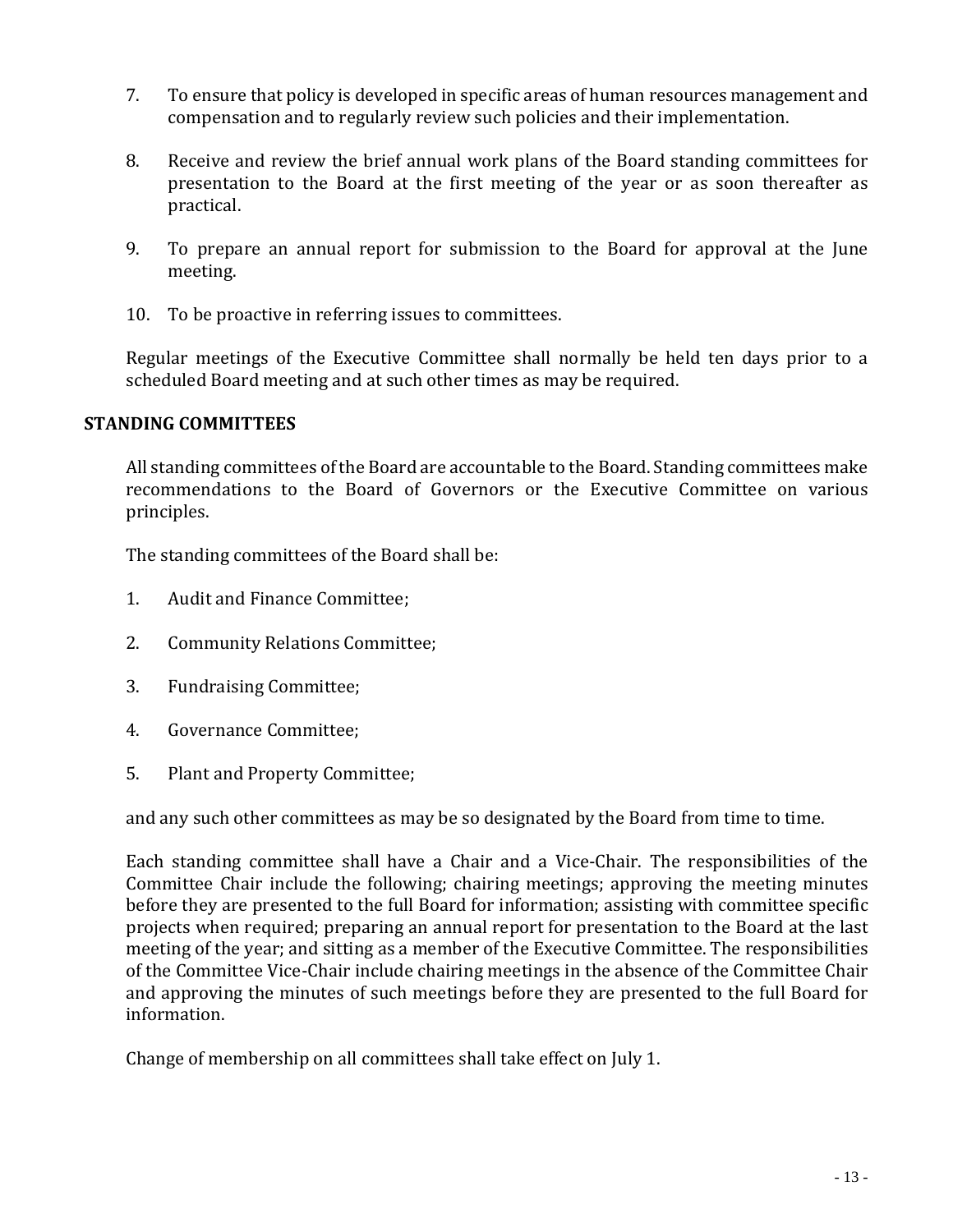7. To ensure that policy is developed in specific areas of human resources management and compensation and to regularly review such policies and their implementation.

8. Receive and review the brief annual work plans of the Board standing committees for presentation to the Board at the first meeting of the year or as soon thereafter as practical.

9. To prepare an annual report for submission to the Board for approval at the June meeting.

10. To be proactive in referring issues to committees.

Regular meetings of the Executive Committee shall normally be held ten days prior to a scheduled Board meeting and at such other times as may be required.

**STANDING COMMITTEES**

All standing committees of the Board are accountable to the Board. Standing committees make recommendations to the Board of Governors or the Executive Committee on various principles.

The standing committees of the Board shall be:

1. Audit and Finance Committee;

2. Community Relations Committee;

3. Fundraising Committee;

4. Governance Committee;

5. Plant and Property Committee;

and any such other committees as may be so designated by the Board from time to time.

Each standing committee shall have a Chair and a Vice-Chair. The responsibilities of the Committee Chair include the following; chairing meetings; approving the meeting minutes before they are presented to the full Board for information; assisting with committee specific projects when required; preparing an annual report for presentation to the Board at the last meeting of the year; and sitting as a member of the Executive Committee. The responsibilities of the Committee Vice-Chair include chairing meetings in the absence of the Committee Chair and approving the minutes of such meetings before they are presented to the full Board for information.

Change of membership on all committees shall take effect on July 1.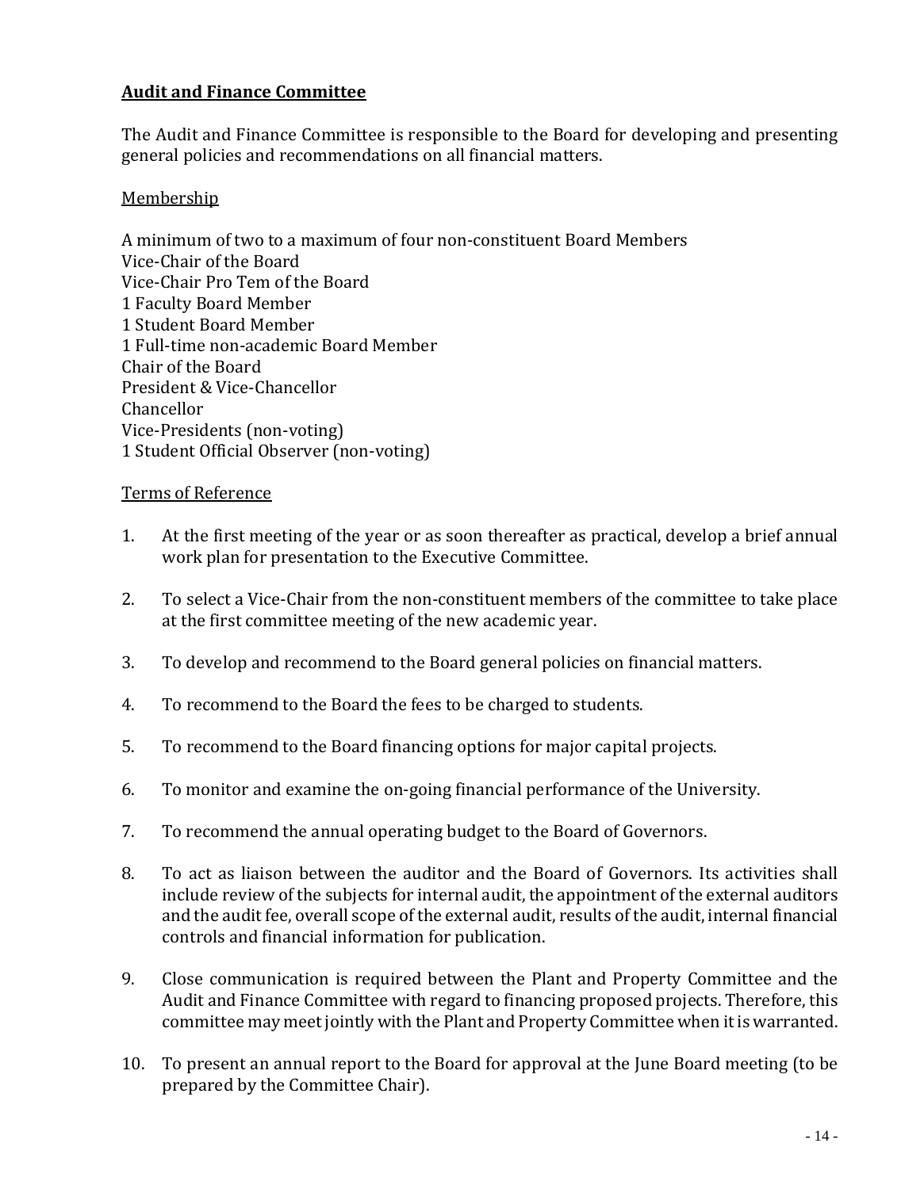## Audit and Finance Committee

The Audit and Finance Committee is responsible to the Board for developing and presenting general policies and recommendations on all financial matters.

### Membership

A minimum of two to a maximum of four non-constituent Board Members
Vice-Chair of the Board
Vice-Chair Pro Tem of the Board
1 Faculty Board Member
1 Student Board Member
1 Full-time non-academic Board Member
Chair of the Board
President & Vice-Chancellor
Chancellor
Vice-Presidents (non-voting)
1 Student Official Observer (non-voting)

### Terms of Reference

1. At the first meeting of the year or as soon thereafter as practical, develop a brief annual work plan for presentation to the Executive Committee.
2. To select a Vice-Chair from the non-constituent members of the committee to take place at the first committee meeting of the new academic year.
3. To develop and recommend to the Board general policies on financial matters.
4. To recommend to the Board the fees to be charged to students.
5. To recommend to the Board financing options for major capital projects.
6. To monitor and examine the on-going financial performance of the University.
7. To recommend the annual operating budget to the Board of Governors.
8. To act as liaison between the auditor and the Board of Governors. Its activities shall include review of the subjects for internal audit, the appointment of the external auditors and the audit fee, overall scope of the external audit, results of the audit, internal financial controls and financial information for publication.
9. Close communication is required between the Plant and Property Committee and the Audit and Finance Committee with regard to financing proposed projects. Therefore, this committee may meet jointly with the Plant and Property Committee when it is warranted.
10. To present an annual report to the Board for approval at the June Board meeting (to be prepared by the Committee Chair).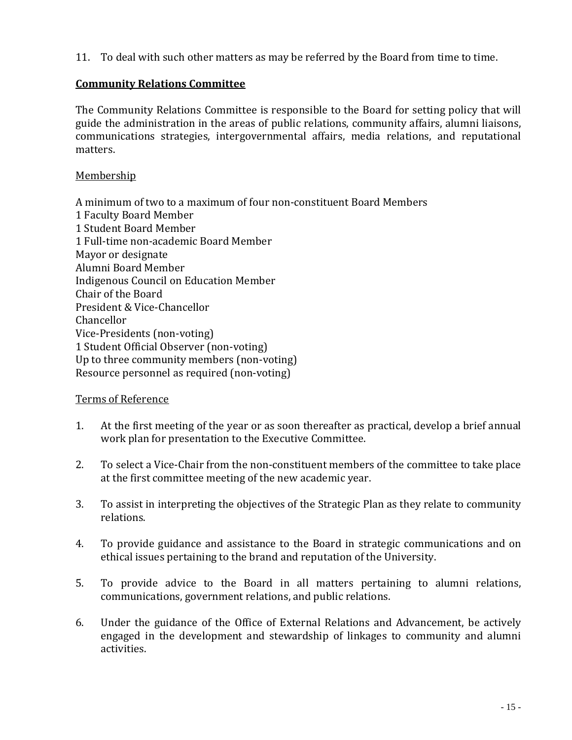11. To deal with such other matters as may be referred by the Board from time to time.

## Community Relations Committee

The Community Relations Committee is responsible to the Board for setting policy that will guide the administration in the areas of public relations, community affairs, alumni liaisons, communications strategies, intergovernmental affairs, media relations, and reputational matters.

### Membership

A minimum of two to a maximum of four non-constituent Board Members
1 Faculty Board Member
1 Student Board Member
1 Full-time non-academic Board Member
Mayor or designate
Alumni Board Member
Indigenous Council on Education Member
Chair of the Board
President & Vice-Chancellor
Chancellor
Vice-Presidents (non-voting)
1 Student Official Observer (non-voting)
Up to three community members (non-voting)
Resource personnel as required (non-voting)

### Terms of Reference

1. At the first meeting of the year or as soon thereafter as practical, develop a brief annual work plan for presentation to the Executive Committee.

2. To select a Vice-Chair from the non-constituent members of the committee to take place at the first committee meeting of the new academic year.

3. To assist in interpreting the objectives of the Strategic Plan as they relate to community relations.

4. To provide guidance and assistance to the Board in strategic communications and on ethical issues pertaining to the brand and reputation of the University.

5. To provide advice to the Board in all matters pertaining to alumni relations, communications, government relations, and public relations.

6. Under the guidance of the Office of External Relations and Advancement, be actively engaged in the development and stewardship of linkages to community and alumni activities.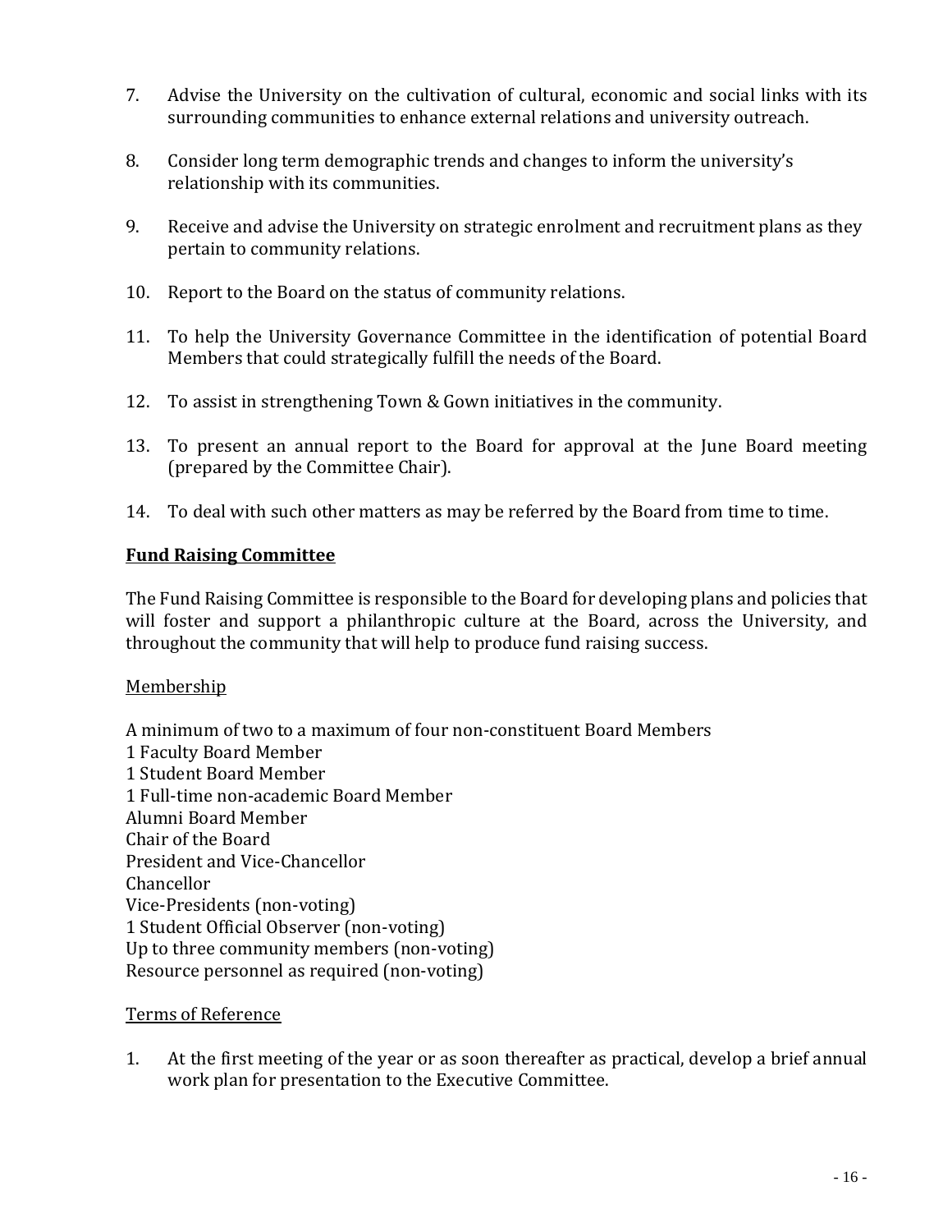7. Advise the University on the cultivation of cultural, economic and social links with its surrounding communities to enhance external relations and university outreach.

8. Consider long term demographic trends and changes to inform the university's relationship with its communities.

9. Receive and advise the University on strategic enrolment and recruitment plans as they pertain to community relations.

10. Report to the Board on the status of community relations.

11. To help the University Governance Committee in the identification of potential Board Members that could strategically fulfill the needs of the Board.

12. To assist in strengthening Town & Gown initiatives in the community.

13. To present an annual report to the Board for approval at the June Board meeting (prepared by the Committee Chair).

14. To deal with such other matters as may be referred by the Board from time to time.

## **<u>Fund Raising Committee</u>**

The Fund Raising Committee is responsible to the Board for developing plans and policies that will foster and support a philanthropic culture at the Board, across the University, and throughout the community that will help to produce fund raising success.

<u>Membership</u>

A minimum of two to a maximum of four non-constituent Board Members
1 Faculty Board Member
1 Student Board Member
1 Full-time non-academic Board Member
Alumni Board Member
Chair of the Board
President and Vice-Chancellor
Chancellor
Vice-Presidents (non-voting)
1 Student Official Observer (non-voting)
Up to three community members (non-voting)
Resource personnel as required (non-voting)

<u>Terms of Reference</u>

1. At the first meeting of the year or as soon thereafter as practical, develop a brief annual work plan for presentation to the Executive Committee.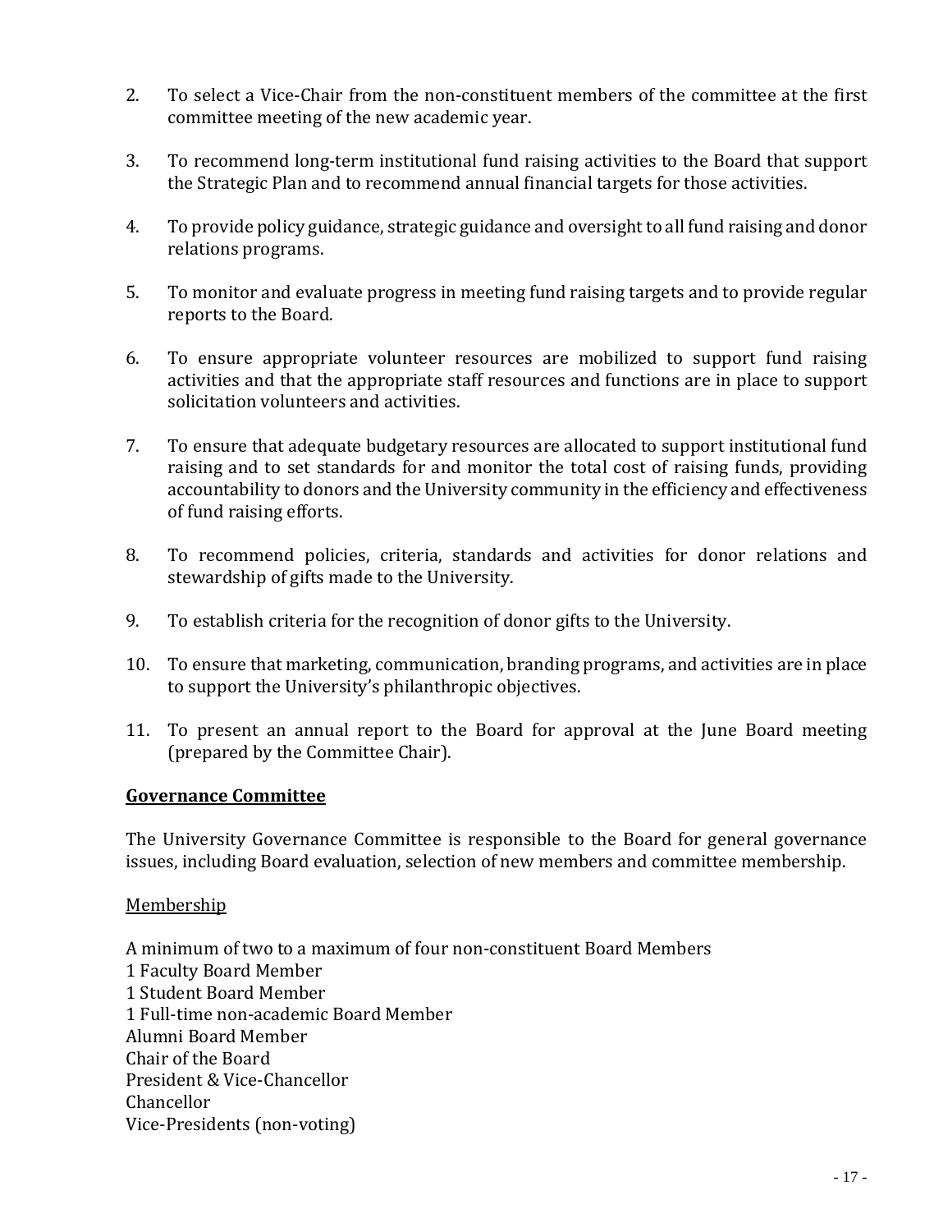2. To select a Vice-Chair from the non-constituent members of the committee at the first committee meeting of the new academic year.

3. To recommend long-term institutional fund raising activities to the Board that support the Strategic Plan and to recommend annual financial targets for those activities.

4. To provide policy guidance, strategic guidance and oversight to all fund raising and donor relations programs.

5. To monitor and evaluate progress in meeting fund raising targets and to provide regular reports to the Board.

6. To ensure appropriate volunteer resources are mobilized to support fund raising activities and that the appropriate staff resources and functions are in place to support solicitation volunteers and activities.

7. To ensure that adequate budgetary resources are allocated to support institutional fund raising and to set standards for and monitor the total cost of raising funds, providing accountability to donors and the University community in the efficiency and effectiveness of fund raising efforts.

8. To recommend policies, criteria, standards and activities for donor relations and stewardship of gifts made to the University.

9. To establish criteria for the recognition of donor gifts to the University.

10. To ensure that marketing, communication, branding programs, and activities are in place to support the University's philanthropic objectives.

11. To present an annual report to the Board for approval at the June Board meeting (prepared by the Committee Chair).

## **Governance Committee**

The University Governance Committee is responsible to the Board for general governance issues, including Board evaluation, selection of new members and committee membership.

Membership

A minimum of two to a maximum of four non-constituent Board Members
1 Faculty Board Member
1 Student Board Member
1 Full-time non-academic Board Member
Alumni Board Member
Chair of the Board
President & Vice-Chancellor
Chancellor
Vice-Presidents (non-voting)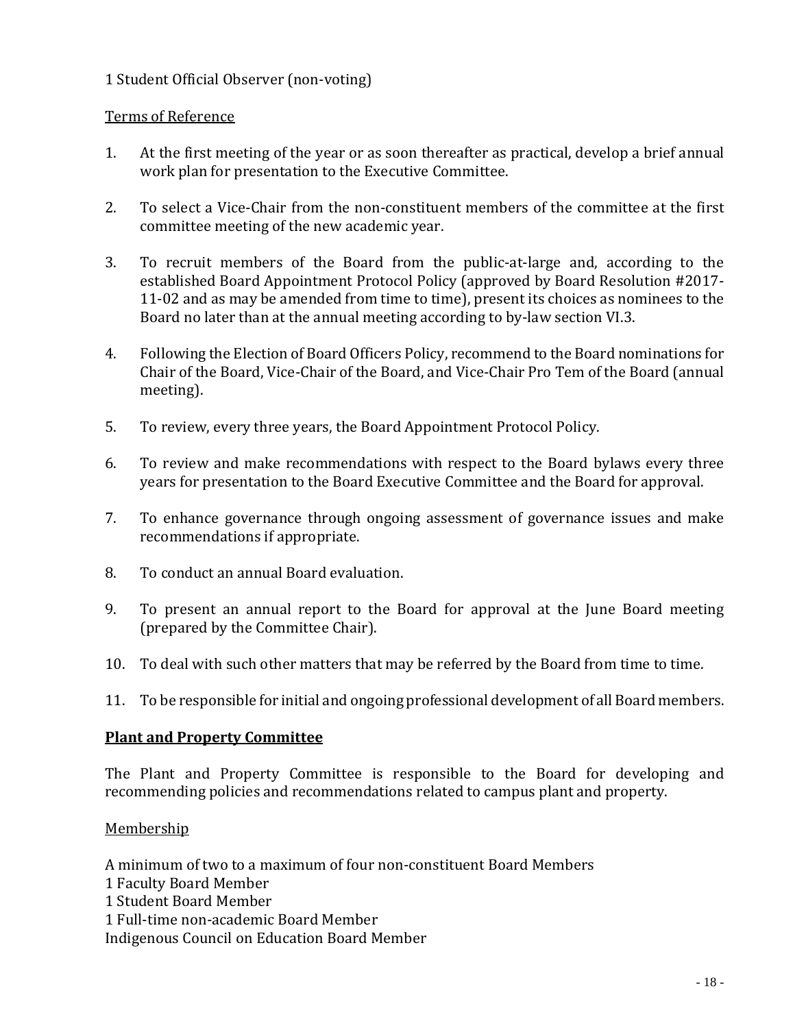1 Student Official Observer (non-voting)

Terms of Reference

1. At the first meeting of the year or as soon thereafter as practical, develop a brief annual work plan for presentation to the Executive Committee.

2. To select a Vice-Chair from the non-constituent members of the committee at the first committee meeting of the new academic year.

3. To recruit members of the Board from the public-at-large and, according to the established Board Appointment Protocol Policy (approved by Board Resolution #2017-11-02 and as may be amended from time to time), present its choices as nominees to the Board no later than at the annual meeting according to by-law section VI.3.

4. Following the Election of Board Officers Policy, recommend to the Board nominations for Chair of the Board, Vice-Chair of the Board, and Vice-Chair Pro Tem of the Board (annual meeting).

5. To review, every three years, the Board Appointment Protocol Policy.

6. To review and make recommendations with respect to the Board bylaws every three years for presentation to the Board Executive Committee and the Board for approval.

7. To enhance governance through ongoing assessment of governance issues and make recommendations if appropriate.

8. To conduct an annual Board evaluation.

9. To present an annual report to the Board for approval at the June Board meeting (prepared by the Committee Chair).

10. To deal with such other matters that may be referred by the Board from time to time.

11. To be responsible for initial and ongoing professional development of all Board members.

**Plant and Property Committee**

The Plant and Property Committee is responsible to the Board for developing and recommending policies and recommendations related to campus plant and property.

Membership

A minimum of two to a maximum of four non-constituent Board Members
1 Faculty Board Member
1 Student Board Member
1 Full-time non-academic Board Member
Indigenous Council on Education Board Member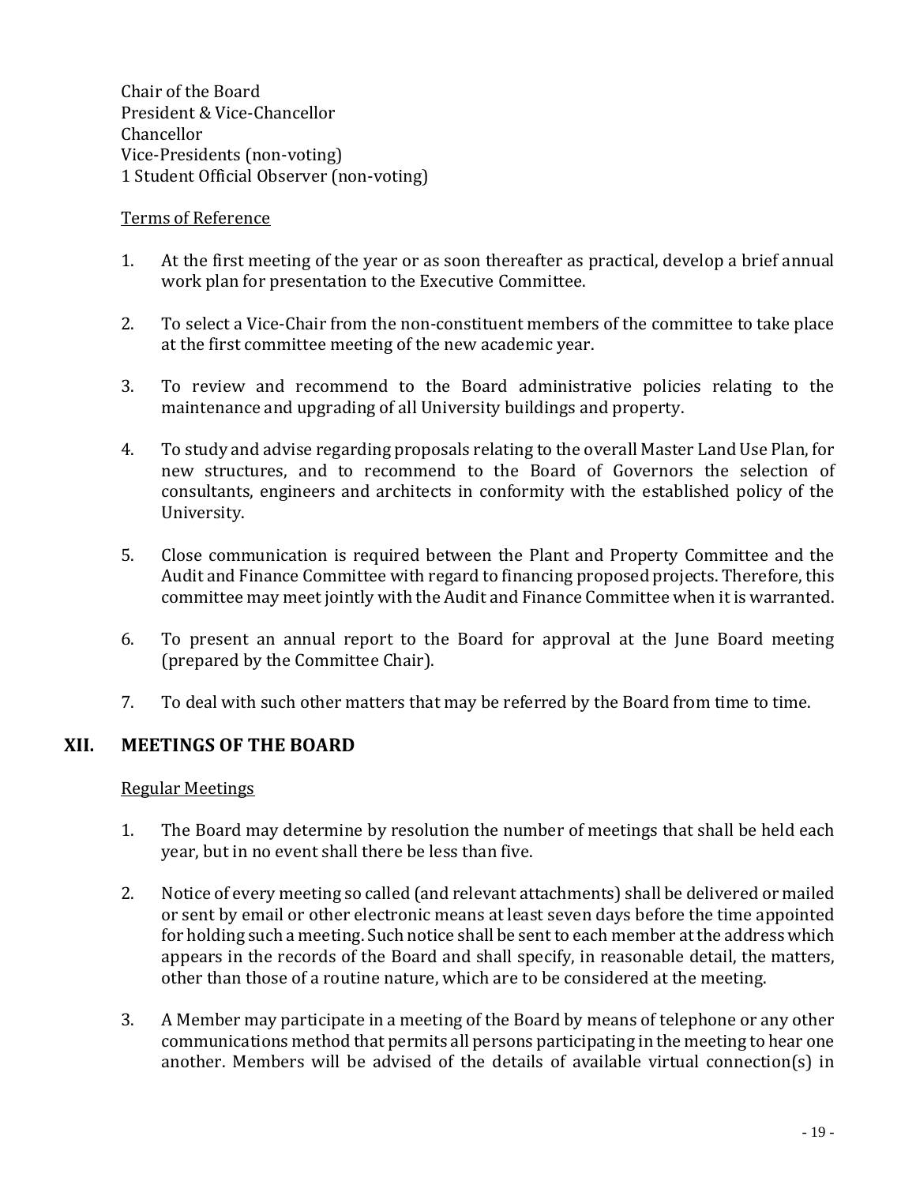Chair of the Board
President & Vice-Chancellor
Chancellor
Vice-Presidents (non-voting)
1 Student Official Observer (non-voting)

Terms of Reference

1. At the first meeting of the year or as soon thereafter as practical, develop a brief annual work plan for presentation to the Executive Committee.

2. To select a Vice-Chair from the non-constituent members of the committee to take place at the first committee meeting of the new academic year.

3. To review and recommend to the Board administrative policies relating to the maintenance and upgrading of all University buildings and property.

4. To study and advise regarding proposals relating to the overall Master Land Use Plan, for new structures, and to recommend to the Board of Governors the selection of consultants, engineers and architects in conformity with the established policy of the University.

5. Close communication is required between the Plant and Property Committee and the Audit and Finance Committee with regard to financing proposed projects. Therefore, this committee may meet jointly with the Audit and Finance Committee when it is warranted.

6. To present an annual report to the Board for approval at the June Board meeting (prepared by the Committee Chair).

7. To deal with such other matters that may be referred by the Board from time to time.

## XII. MEETINGS OF THE BOARD

Regular Meetings

1. The Board may determine by resolution the number of meetings that shall be held each year, but in no event shall there be less than five.

2. Notice of every meeting so called (and relevant attachments) shall be delivered or mailed or sent by email or other electronic means at least seven days before the time appointed for holding such a meeting. Such notice shall be sent to each member at the address which appears in the records of the Board and shall specify, in reasonable detail, the matters, other than those of a routine nature, which are to be considered at the meeting.

3. A Member may participate in a meeting of the Board by means of telephone or any other communications method that permits all persons participating in the meeting to hear one another. Members will be advised of the details of available virtual connection(s) in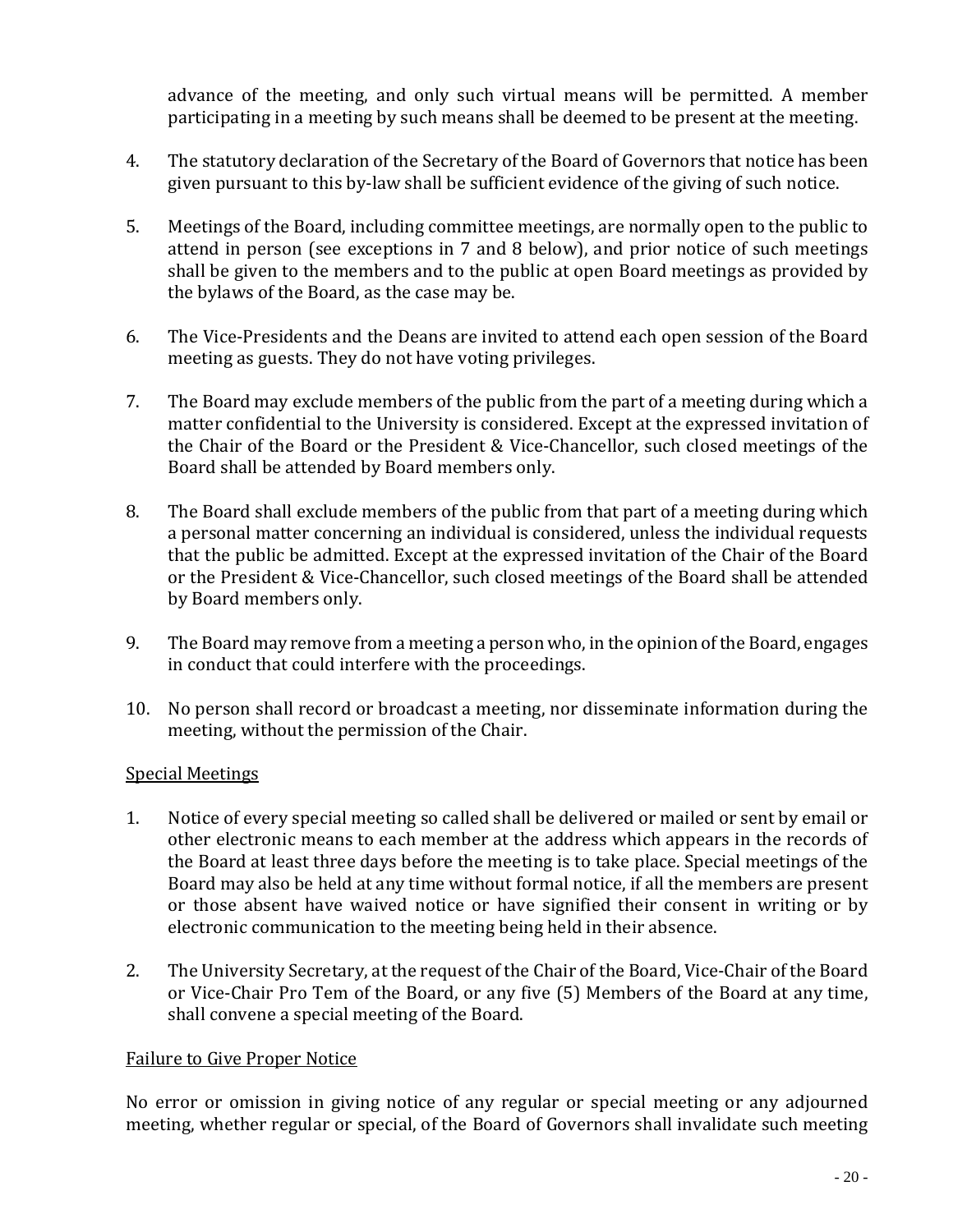advance of the meeting, and only such virtual means will be permitted. A member participating in a meeting by such means shall be deemed to be present at the meeting.

4. The statutory declaration of the Secretary of the Board of Governors that notice has been given pursuant to this by-law shall be sufficient evidence of the giving of such notice.

5. Meetings of the Board, including committee meetings, are normally open to the public to attend in person (see exceptions in 7 and 8 below), and prior notice of such meetings shall be given to the members and to the public at open Board meetings as provided by the bylaws of the Board, as the case may be.

6. The Vice-Presidents and the Deans are invited to attend each open session of the Board meeting as guests. They do not have voting privileges.

7. The Board may exclude members of the public from the part of a meeting during which a matter confidential to the University is considered. Except at the expressed invitation of the Chair of the Board or the President & Vice-Chancellor, such closed meetings of the Board shall be attended by Board members only.

8. The Board shall exclude members of the public from that part of a meeting during which a personal matter concerning an individual is considered, unless the individual requests that the public be admitted. Except at the expressed invitation of the Chair of the Board or the President & Vice-Chancellor, such closed meetings of the Board shall be attended by Board members only.

9. The Board may remove from a meeting a person who, in the opinion of the Board, engages in conduct that could interfere with the proceedings.

10. No person shall record or broadcast a meeting, nor disseminate information during the meeting, without the permission of the Chair.

Special Meetings

1. Notice of every special meeting so called shall be delivered or mailed or sent by email or other electronic means to each member at the address which appears in the records of the Board at least three days before the meeting is to take place. Special meetings of the Board may also be held at any time without formal notice, if all the members are present or those absent have waived notice or have signified their consent in writing or by electronic communication to the meeting being held in their absence.

2. The University Secretary, at the request of the Chair of the Board, Vice-Chair of the Board or Vice-Chair Pro Tem of the Board, or any five (5) Members of the Board at any time, shall convene a special meeting of the Board.

Failure to Give Proper Notice

No error or omission in giving notice of any regular or special meeting or any adjourned meeting, whether regular or special, of the Board of Governors shall invalidate such meeting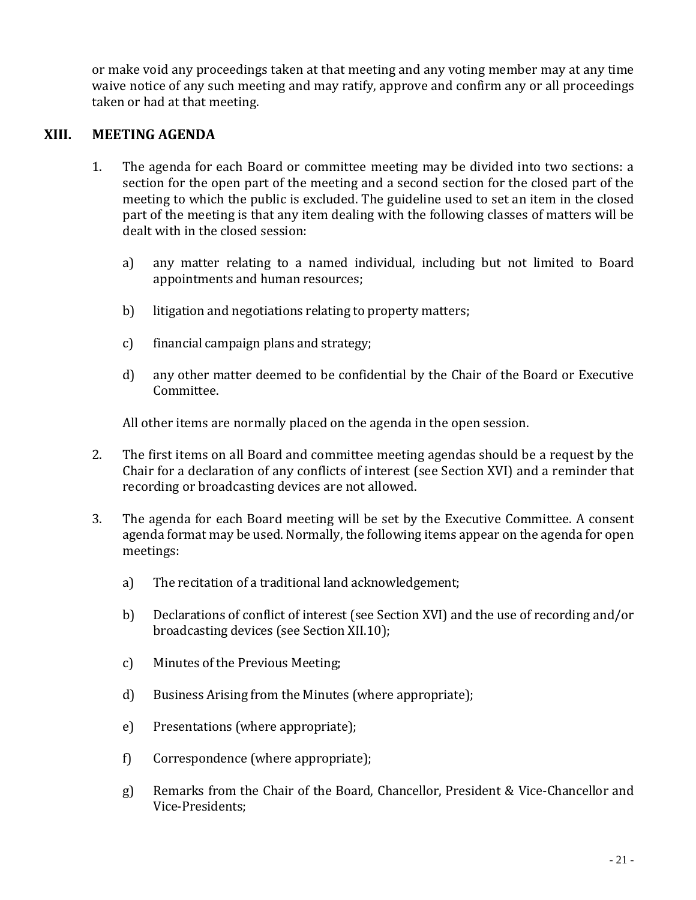or make void any proceedings taken at that meeting and any voting member may at any time waive notice of any such meeting and may ratify, approve and confirm any or all proceedings taken or had at that meeting.

## XIII. MEETING AGENDA

1. The agenda for each Board or committee meeting may be divided into two sections: a section for the open part of the meeting and a second section for the closed part of the meeting to which the public is excluded. The guideline used to set an item in the closed part of the meeting is that any item dealing with the following classes of matters will be dealt with in the closed session:

   a) any matter relating to a named individual, including but not limited to Board appointments and human resources;

   b) litigation and negotiations relating to property matters;

   c) financial campaign plans and strategy;

   d) any other matter deemed to be confidential by the Chair of the Board or Executive Committee.

   All other items are normally placed on the agenda in the open session.

2. The first items on all Board and committee meeting agendas should be a request by the Chair for a declaration of any conflicts of interest (see Section XVI) and a reminder that recording or broadcasting devices are not allowed.

3. The agenda for each Board meeting will be set by the Executive Committee. A consent agenda format may be used. Normally, the following items appear on the agenda for open meetings:

   a) The recitation of a traditional land acknowledgement;

   b) Declarations of conflict of interest (see Section XVI) and the use of recording and/or broadcasting devices (see Section XII.10);

   c) Minutes of the Previous Meeting;

   d) Business Arising from the Minutes (where appropriate);

   e) Presentations (where appropriate);

   f) Correspondence (where appropriate);

   g) Remarks from the Chair of the Board, Chancellor, President & Vice-Chancellor and Vice-Presidents;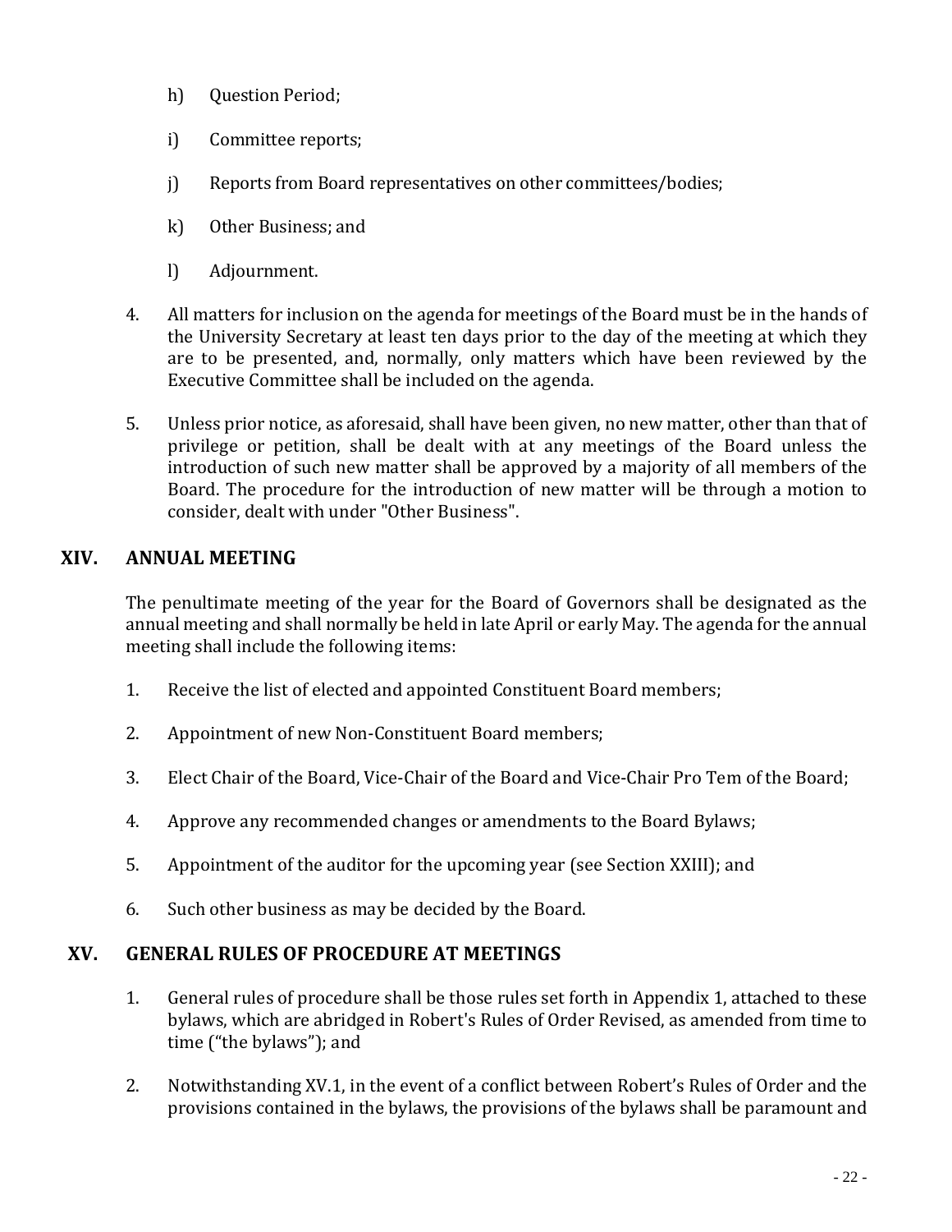h) Question Period;

i) Committee reports;

j) Reports from Board representatives on other committees/bodies;

k) Other Business; and

l) Adjournment.

4. All matters for inclusion on the agenda for meetings of the Board must be in the hands of the University Secretary at least ten days prior to the day of the meeting at which they are to be presented, and, normally, only matters which have been reviewed by the Executive Committee shall be included on the agenda.

5. Unless prior notice, as aforesaid, shall have been given, no new matter, other than that of privilege or petition, shall be dealt with at any meetings of the Board unless the introduction of such new matter shall be approved by a majority of all members of the Board. The procedure for the introduction of new matter will be through a motion to consider, dealt with under "Other Business".

## XIV. ANNUAL MEETING

The penultimate meeting of the year for the Board of Governors shall be designated as the annual meeting and shall normally be held in late April or early May. The agenda for the annual meeting shall include the following items:

1. Receive the list of elected and appointed Constituent Board members;

2. Appointment of new Non-Constituent Board members;

3. Elect Chair of the Board, Vice-Chair of the Board and Vice-Chair Pro Tem of the Board;

4. Approve any recommended changes or amendments to the Board Bylaws;

5. Appointment of the auditor for the upcoming year (see Section XXIII); and

6. Such other business as may be decided by the Board.

## XV. GENERAL RULES OF PROCEDURE AT MEETINGS

1. General rules of procedure shall be those rules set forth in Appendix 1, attached to these bylaws, which are abridged in Robert's Rules of Order Revised, as amended from time to time ("the bylaws"); and

2. Notwithstanding XV.1, in the event of a conflict between Robert's Rules of Order and the provisions contained in the bylaws, the provisions of the bylaws shall be paramount and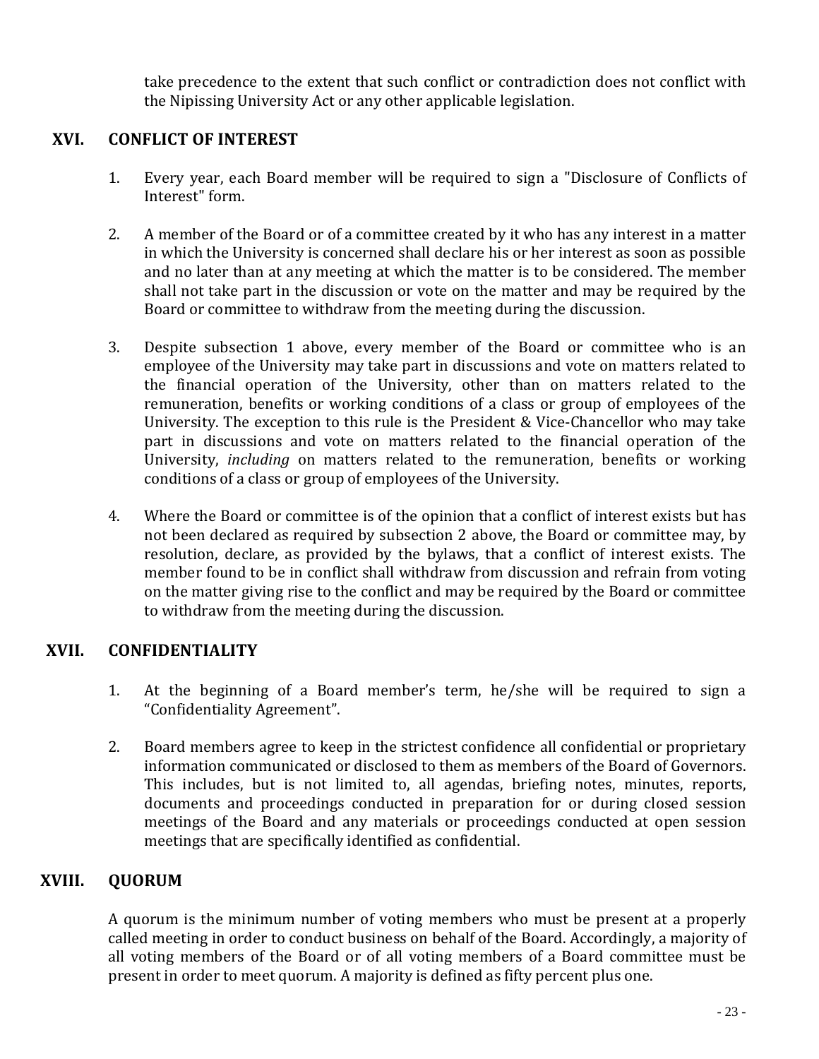take precedence to the extent that such conflict or contradiction does not conflict with the Nipissing University Act or any other applicable legislation.

## XVI. CONFLICT OF INTEREST

1. Every year, each Board member will be required to sign a "Disclosure of Conflicts of Interest" form.

2. A member of the Board or of a committee created by it who has any interest in a matter in which the University is concerned shall declare his or her interest as soon as possible and no later than at any meeting at which the matter is to be considered. The member shall not take part in the discussion or vote on the matter and may be required by the Board or committee to withdraw from the meeting during the discussion.

3. Despite subsection 1 above, every member of the Board or committee who is an employee of the University may take part in discussions and vote on matters related to the financial operation of the University, other than on matters related to the remuneration, benefits or working conditions of a class or group of employees of the University. The exception to this rule is the President & Vice-Chancellor who may take part in discussions and vote on matters related to the financial operation of the University, *including* on matters related to the remuneration, benefits or working conditions of a class or group of employees of the University.

4. Where the Board or committee is of the opinion that a conflict of interest exists but has not been declared as required by subsection 2 above, the Board or committee may, by resolution, declare, as provided by the bylaws, that a conflict of interest exists. The member found to be in conflict shall withdraw from discussion and refrain from voting on the matter giving rise to the conflict and may be required by the Board or committee to withdraw from the meeting during the discussion.

## XVII. CONFIDENTIALITY

1. At the beginning of a Board member's term, he/she will be required to sign a "Confidentiality Agreement".

2. Board members agree to keep in the strictest confidence all confidential or proprietary information communicated or disclosed to them as members of the Board of Governors. This includes, but is not limited to, all agendas, briefing notes, minutes, reports, documents and proceedings conducted in preparation for or during closed session meetings of the Board and any materials or proceedings conducted at open session meetings that are specifically identified as confidential.

## XVIII. QUORUM

A quorum is the minimum number of voting members who must be present at a properly called meeting in order to conduct business on behalf of the Board. Accordingly, a majority of all voting members of the Board or of all voting members of a Board committee must be present in order to meet quorum. A majority is defined as fifty percent plus one.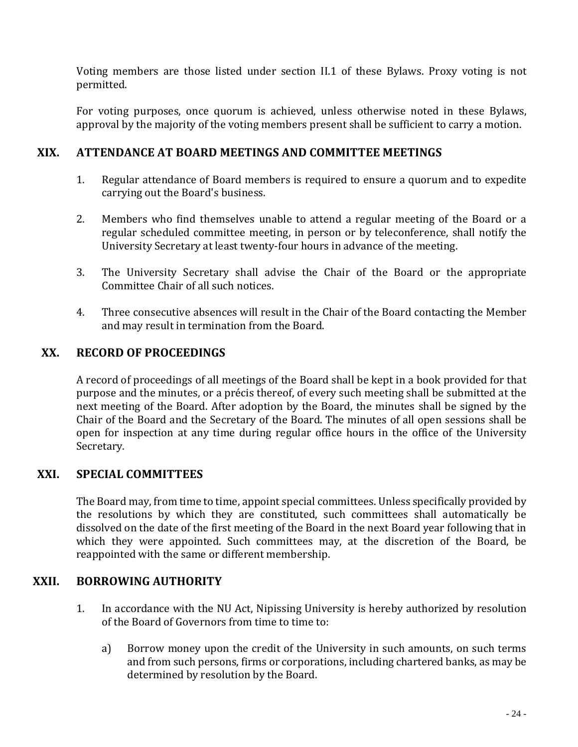Voting members are those listed under section II.1 of these Bylaws. Proxy voting is not permitted.

For voting purposes, once quorum is achieved, unless otherwise noted in these Bylaws, approval by the majority of the voting members present shall be sufficient to carry a motion.

## XIX. ATTENDANCE AT BOARD MEETINGS AND COMMITTEE MEETINGS

1. Regular attendance of Board members is required to ensure a quorum and to expedite carrying out the Board's business.

2. Members who find themselves unable to attend a regular meeting of the Board or a regular scheduled committee meeting, in person or by teleconference, shall notify the University Secretary at least twenty-four hours in advance of the meeting.

3. The University Secretary shall advise the Chair of the Board or the appropriate Committee Chair of all such notices.

4. Three consecutive absences will result in the Chair of the Board contacting the Member and may result in termination from the Board.

## XX. RECORD OF PROCEEDINGS

A record of proceedings of all meetings of the Board shall be kept in a book provided for that purpose and the minutes, or a précis thereof, of every such meeting shall be submitted at the next meeting of the Board. After adoption by the Board, the minutes shall be signed by the Chair of the Board and the Secretary of the Board. The minutes of all open sessions shall be open for inspection at any time during regular office hours in the office of the University Secretary.

## XXI. SPECIAL COMMITTEES

The Board may, from time to time, appoint special committees. Unless specifically provided by the resolutions by which they are constituted, such committees shall automatically be dissolved on the date of the first meeting of the Board in the next Board year following that in which they were appointed. Such committees may, at the discretion of the Board, be reappointed with the same or different membership.

## XXII. BORROWING AUTHORITY

1. In accordance with the NU Act, Nipissing University is hereby authorized by resolution of the Board of Governors from time to time to:

   a) Borrow money upon the credit of the University in such amounts, on such terms and from such persons, firms or corporations, including chartered banks, as may be determined by resolution by the Board.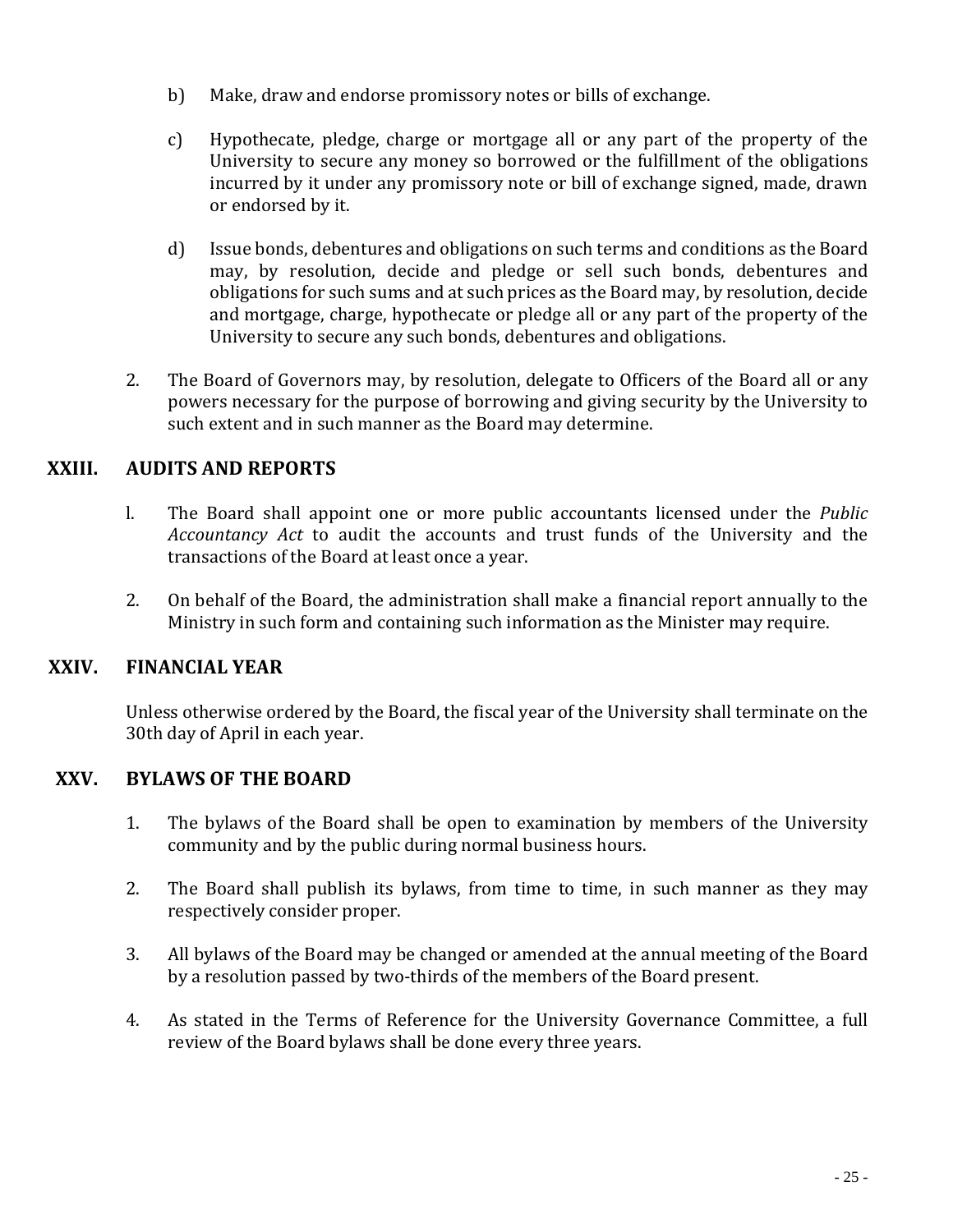b) Make, draw and endorse promissory notes or bills of exchange.

c) Hypothecate, pledge, charge or mortgage all or any part of the property of the University to secure any money so borrowed or the fulfillment of the obligations incurred by it under any promissory note or bill of exchange signed, made, drawn or endorsed by it.

d) Issue bonds, debentures and obligations on such terms and conditions as the Board may, by resolution, decide and pledge or sell such bonds, debentures and obligations for such sums and at such prices as the Board may, by resolution, decide and mortgage, charge, hypothecate or pledge all or any part of the property of the University to secure any such bonds, debentures and obligations.

2. The Board of Governors may, by resolution, delegate to Officers of the Board all or any powers necessary for the purpose of borrowing and giving security by the University to such extent and in such manner as the Board may determine.

## XXIII. AUDITS AND REPORTS

l. The Board shall appoint one or more public accountants licensed under the *Public Accountancy Act* to audit the accounts and trust funds of the University and the transactions of the Board at least once a year.

2. On behalf of the Board, the administration shall make a financial report annually to the Ministry in such form and containing such information as the Minister may require.

## XXIV. FINANCIAL YEAR

Unless otherwise ordered by the Board, the fiscal year of the University shall terminate on the 30th day of April in each year.

## XXV. BYLAWS OF THE BOARD

1. The bylaws of the Board shall be open to examination by members of the University community and by the public during normal business hours.

2. The Board shall publish its bylaws, from time to time, in such manner as they may respectively consider proper.

3. All bylaws of the Board may be changed or amended at the annual meeting of the Board by a resolution passed by two-thirds of the members of the Board present.

4. As stated in the Terms of Reference for the University Governance Committee, a full review of the Board bylaws shall be done every three years.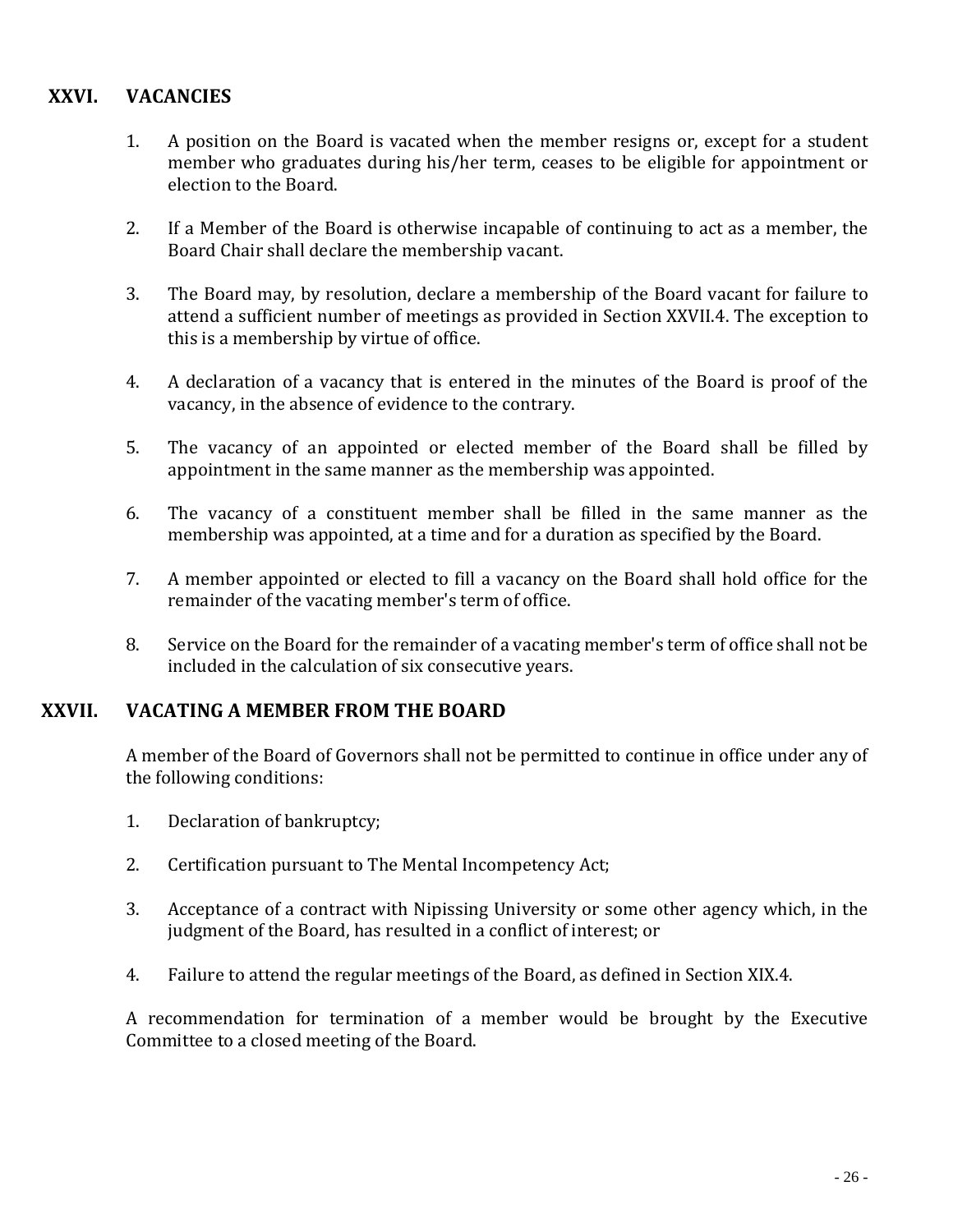## XXVI. VACANCIES

1. A position on the Board is vacated when the member resigns or, except for a student member who graduates during his/her term, ceases to be eligible for appointment or election to the Board.

2. If a Member of the Board is otherwise incapable of continuing to act as a member, the Board Chair shall declare the membership vacant.

3. The Board may, by resolution, declare a membership of the Board vacant for failure to attend a sufficient number of meetings as provided in Section XXVII.4. The exception to this is a membership by virtue of office.

4. A declaration of a vacancy that is entered in the minutes of the Board is proof of the vacancy, in the absence of evidence to the contrary.

5. The vacancy of an appointed or elected member of the Board shall be filled by appointment in the same manner as the membership was appointed.

6. The vacancy of a constituent member shall be filled in the same manner as the membership was appointed, at a time and for a duration as specified by the Board.

7. A member appointed or elected to fill a vacancy on the Board shall hold office for the remainder of the vacating member's term of office.

8. Service on the Board for the remainder of a vacating member's term of office shall not be included in the calculation of six consecutive years.

## XXVII. VACATING A MEMBER FROM THE BOARD

A member of the Board of Governors shall not be permitted to continue in office under any of the following conditions:

1. Declaration of bankruptcy;

2. Certification pursuant to The Mental Incompetency Act;

3. Acceptance of a contract with Nipissing University or some other agency which, in the judgment of the Board, has resulted in a conflict of interest; or

4. Failure to attend the regular meetings of the Board, as defined in Section XIX.4.

A recommendation for termination of a member would be brought by the Executive Committee to a closed meeting of the Board.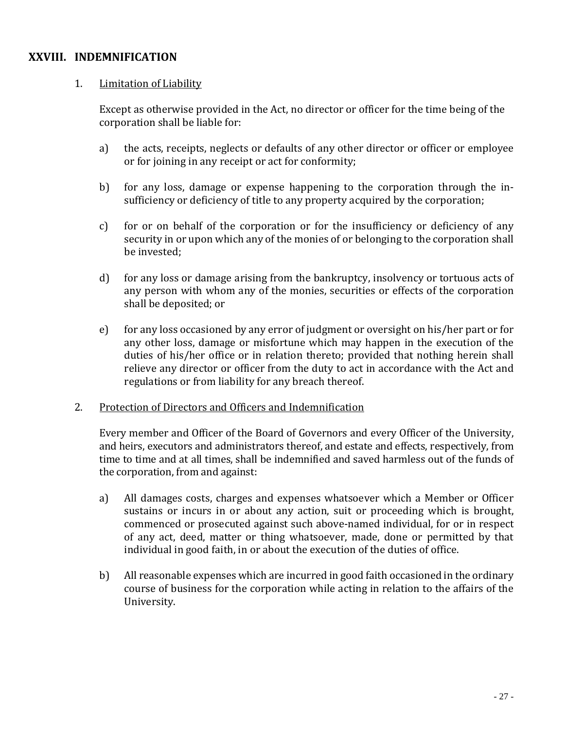## XXVIII. INDEMNIFICATION

1. Limitation of Liability

   Except as otherwise provided in the Act, no director or officer for the time being of the corporation shall be liable for:

   a) the acts, receipts, neglects or defaults of any other director or officer or employee or for joining in any receipt or act for conformity;

   b) for any loss, damage or expense happening to the corporation through the insufficiency or deficiency of title to any property acquired by the corporation;

   c) for or on behalf of the corporation or for the insufficiency or deficiency of any security in or upon which any of the monies of or belonging to the corporation shall be invested;

   d) for any loss or damage arising from the bankruptcy, insolvency or tortuous acts of any person with whom any of the monies, securities or effects of the corporation shall be deposited; or

   e) for any loss occasioned by any error of judgment or oversight on his/her part or for any other loss, damage or misfortune which may happen in the execution of the duties of his/her office or in relation thereto; provided that nothing herein shall relieve any director or officer from the duty to act in accordance with the Act and regulations or from liability for any breach thereof.

2. Protection of Directors and Officers and Indemnification

   Every member and Officer of the Board of Governors and every Officer of the University, and heirs, executors and administrators thereof, and estate and effects, respectively, from time to time and at all times, shall be indemnified and saved harmless out of the funds of the corporation, from and against:

   a) All damages costs, charges and expenses whatsoever which a Member or Officer sustains or incurs in or about any action, suit or proceeding which is brought, commenced or prosecuted against such above-named individual, for or in respect of any act, deed, matter or thing whatsoever, made, done or permitted by that individual in good faith, in or about the execution of the duties of office.

   b) All reasonable expenses which are incurred in good faith occasioned in the ordinary course of business for the corporation while acting in relation to the affairs of the University.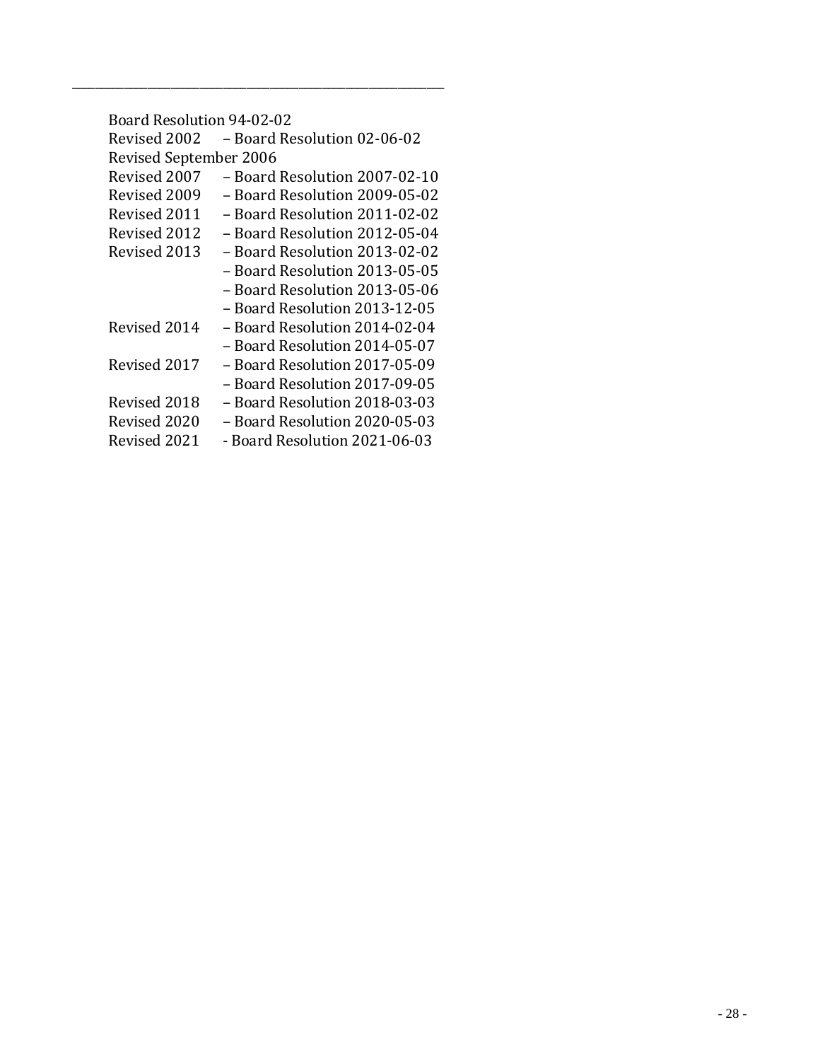---

Board Resolution 94-02-02
Revised 2002 – Board Resolution 02-06-02
Revised September 2006
Revised 2007 – Board Resolution 2007-02-10
Revised 2009 – Board Resolution 2009-05-02
Revised 2011 – Board Resolution 2011-02-02
Revised 2012 – Board Resolution 2012-05-04
Revised 2013 – Board Resolution 2013-02-02
– Board Resolution 2013-05-05
– Board Resolution 2013-05-06
– Board Resolution 2013-12-05
Revised 2014 – Board Resolution 2014-02-04
– Board Resolution 2014-05-07
Revised 2017 – Board Resolution 2017-05-09
– Board Resolution 2017-09-05
Revised 2018 – Board Resolution 2018-03-03
Revised 2020 – Board Resolution 2020-05-03
Revised 2021 - Board Resolution 2021-06-03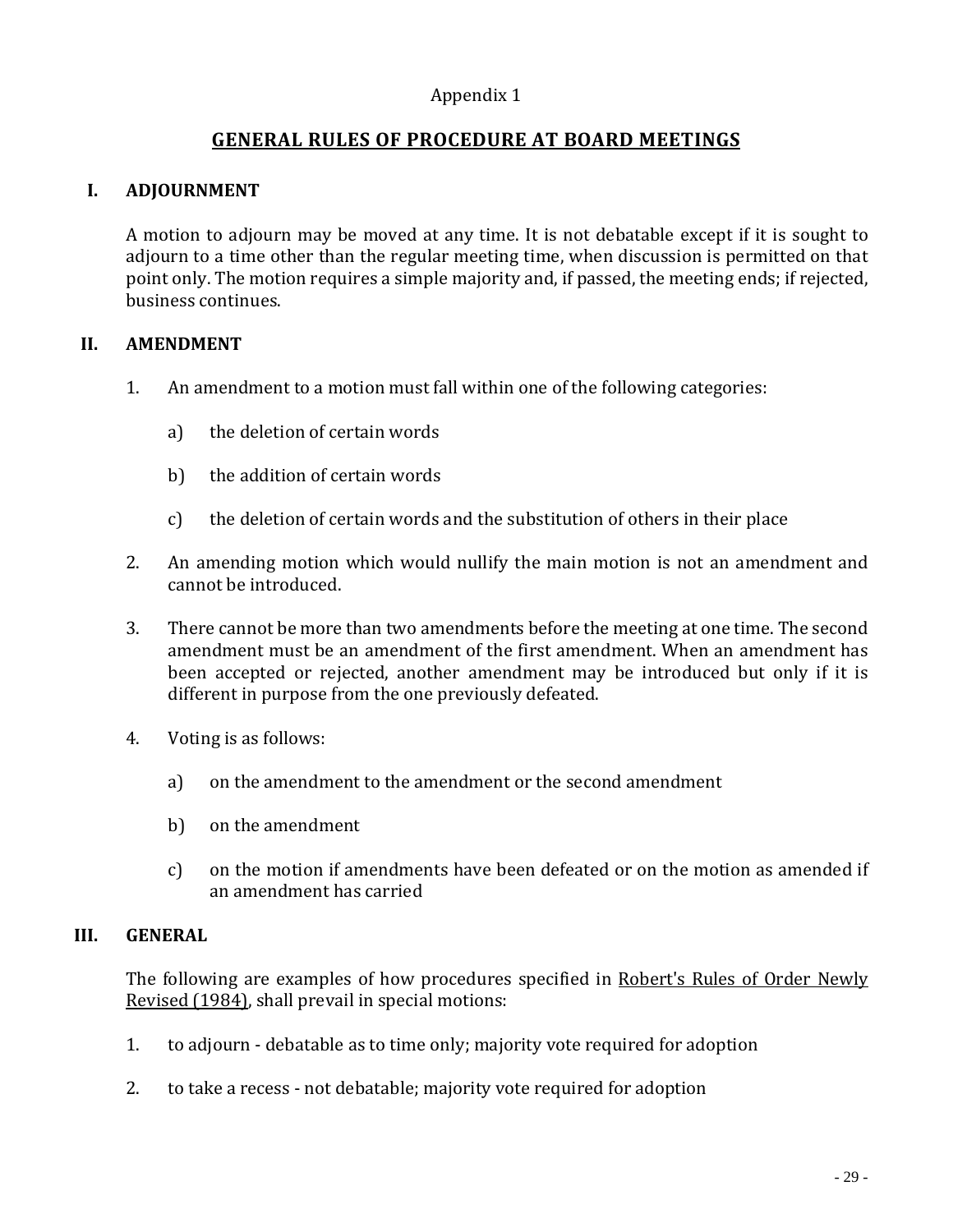Appendix 1

# GENERAL RULES OF PROCEDURE AT BOARD MEETINGS

## I. ADJOURNMENT

A motion to adjourn may be moved at any time. It is not debatable except if it is sought to adjourn to a time other than the regular meeting time, when discussion is permitted on that point only. The motion requires a simple majority and, if passed, the meeting ends; if rejected, business continues.

## II. AMENDMENT

1. An amendment to a motion must fall within one of the following categories:

   a) the deletion of certain words

   b) the addition of certain words

   c) the deletion of certain words and the substitution of others in their place

2. An amending motion which would nullify the main motion is not an amendment and cannot be introduced.

3. There cannot be more than two amendments before the meeting at one time. The second amendment must be an amendment of the first amendment. When an amendment has been accepted or rejected, another amendment may be introduced but only if it is different in purpose from the one previously defeated.

4. Voting is as follows:

   a) on the amendment to the amendment or the second amendment

   b) on the amendment

   c) on the motion if amendments have been defeated or on the motion as amended if an amendment has carried

## III. GENERAL

The following are examples of how procedures specified in Robert's Rules of Order Newly Revised (1984), shall prevail in special motions:

1. to adjourn - debatable as to time only; majority vote required for adoption

2. to take a recess - not debatable; majority vote required for adoption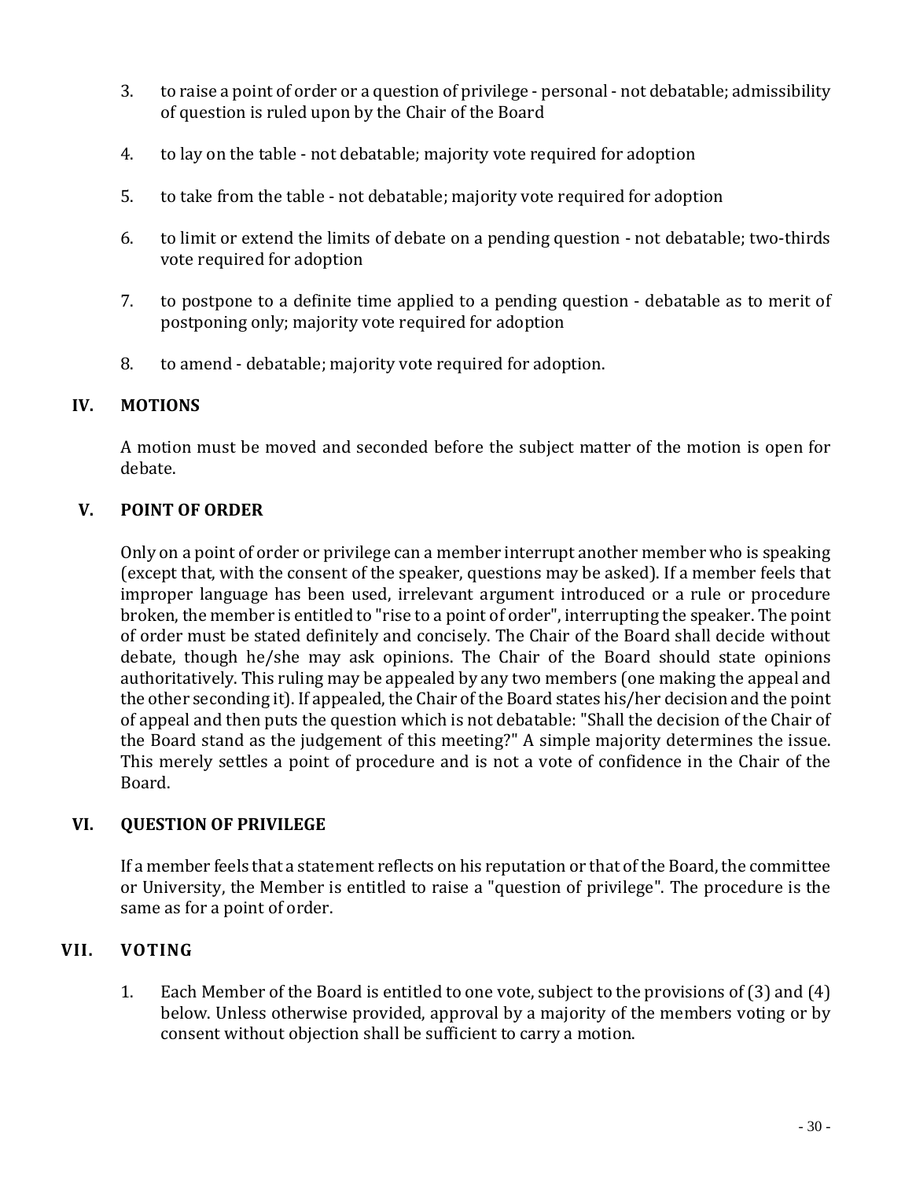3. to raise a point of order or a question of privilege - personal - not debatable; admissibility of question is ruled upon by the Chair of the Board

4. to lay on the table - not debatable; majority vote required for adoption

5. to take from the table - not debatable; majority vote required for adoption

6. to limit or extend the limits of debate on a pending question - not debatable; two-thirds vote required for adoption

7. to postpone to a definite time applied to a pending question - debatable as to merit of postponing only; majority vote required for adoption

8. to amend - debatable; majority vote required for adoption.

## IV. MOTIONS

A motion must be moved and seconded before the subject matter of the motion is open for debate.

## V. POINT OF ORDER

Only on a point of order or privilege can a member interrupt another member who is speaking (except that, with the consent of the speaker, questions may be asked). If a member feels that improper language has been used, irrelevant argument introduced or a rule or procedure broken, the member is entitled to "rise to a point of order", interrupting the speaker. The point of order must be stated definitely and concisely. The Chair of the Board shall decide without debate, though he/she may ask opinions. The Chair of the Board should state opinions authoritatively. This ruling may be appealed by any two members (one making the appeal and the other seconding it). If appealed, the Chair of the Board states his/her decision and the point of appeal and then puts the question which is not debatable: "Shall the decision of the Chair of the Board stand as the judgement of this meeting?" A simple majority determines the issue. This merely settles a point of procedure and is not a vote of confidence in the Chair of the Board.

## VI. QUESTION OF PRIVILEGE

If a member feels that a statement reflects on his reputation or that of the Board, the committee or University, the Member is entitled to raise a "question of privilege". The procedure is the same as for a point of order.

## VII. VOTING

1. Each Member of the Board is entitled to one vote, subject to the provisions of (3) and (4) below. Unless otherwise provided, approval by a majority of the members voting or by consent without objection shall be sufficient to carry a motion.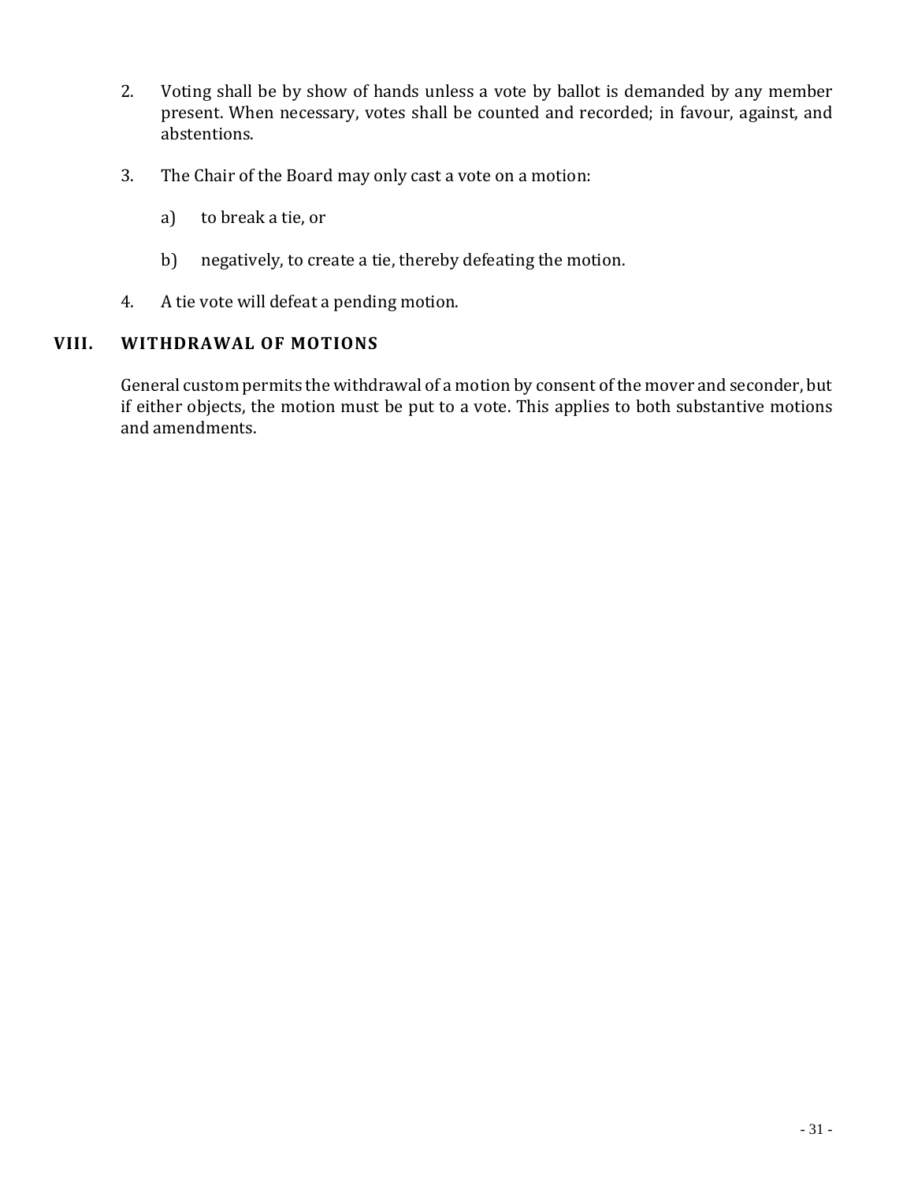2. Voting shall be by show of hands unless a vote by ballot is demanded by any member present. When necessary, votes shall be counted and recorded; in favour, against, and abstentions.

3. The Chair of the Board may only cast a vote on a motion:

   a) to break a tie, or

   b) negatively, to create a tie, thereby defeating the motion.

4. A tie vote will defeat a pending motion.

## VIII. WITHDRAWAL OF MOTIONS

General custom permits the withdrawal of a motion by consent of the mover and seconder, but if either objects, the motion must be put to a vote. This applies to both substantive motions and amendments.